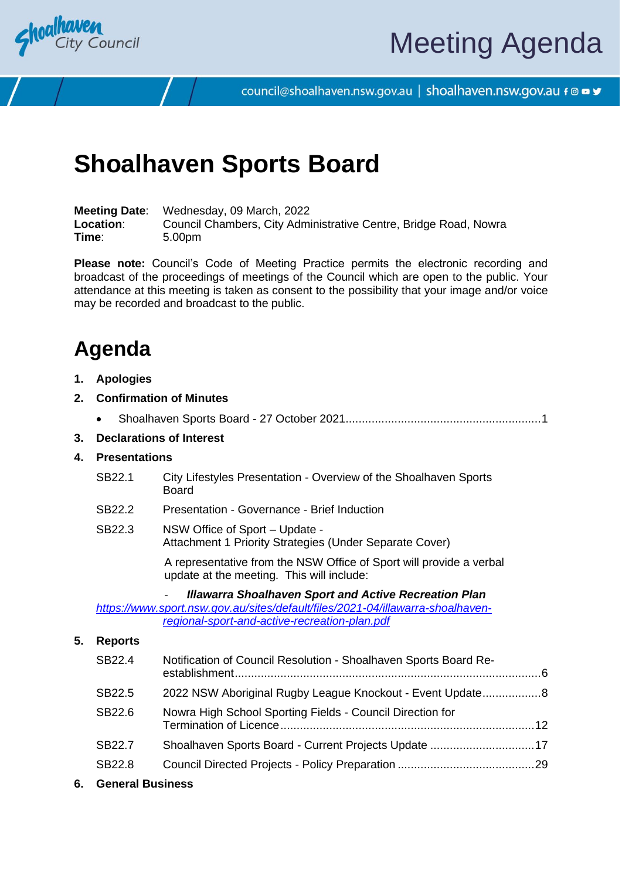Meeting Agenda

council@shoalhaven.nsw.gov.au | shoalhaven.nsw.gov.au

# Shoalhaven Sports Board

**Meeting Date**: Wednesday, 09 March, 2022
**Location**: Council Chambers, City Administrative Centre, Bridge Road, Nowra
**Time**: 5.00pm

**Please note:** Council's Code of Meeting Practice permits the electronic recording and broadcast of the proceedings of meetings of the Council which are open to the public. Your attendance at this meeting is taken as consent to the possibility that your image and/or voice may be recorded and broadcast to the public.

# Agenda

**1. Apologies**

**2. Confirmation of Minutes**

- Shoalhaven Sports Board - 27 October 2021 ............ 1

**3. Declarations of Interest**

**4. Presentations**

SB22.1 City Lifestyles Presentation - Overview of the Shoalhaven Sports Board

SB22.2 Presentation - Governance - Brief Induction

SB22.3 NSW Office of Sport – Update - Attachment 1 Priority Strategies (Under Separate Cover)

A representative from the NSW Office of Sport will provide a verbal update at the meeting. This will include:

- ***Illawarra Shoalhaven Sport and Active Recreation Plan*** https://www.sport.nsw.gov.au/sites/default/files/2021-04/illawarra-shoalhaven-regional-sport-and-active-recreation-plan.pdf

**5. Reports**

SB22.4 Notification of Council Resolution - Shoalhaven Sports Board Re-establishment ............ 6

SB22.5 2022 NSW Aboriginal Rugby League Knockout - Event Update ............ 8

SB22.6 Nowra High School Sporting Fields - Council Direction for Termination of Licence ............ 12

SB22.7 Shoalhaven Sports Board - Current Projects Update ............ 17

SB22.8 Council Directed Projects - Policy Preparation ............ 29

**6. General Business**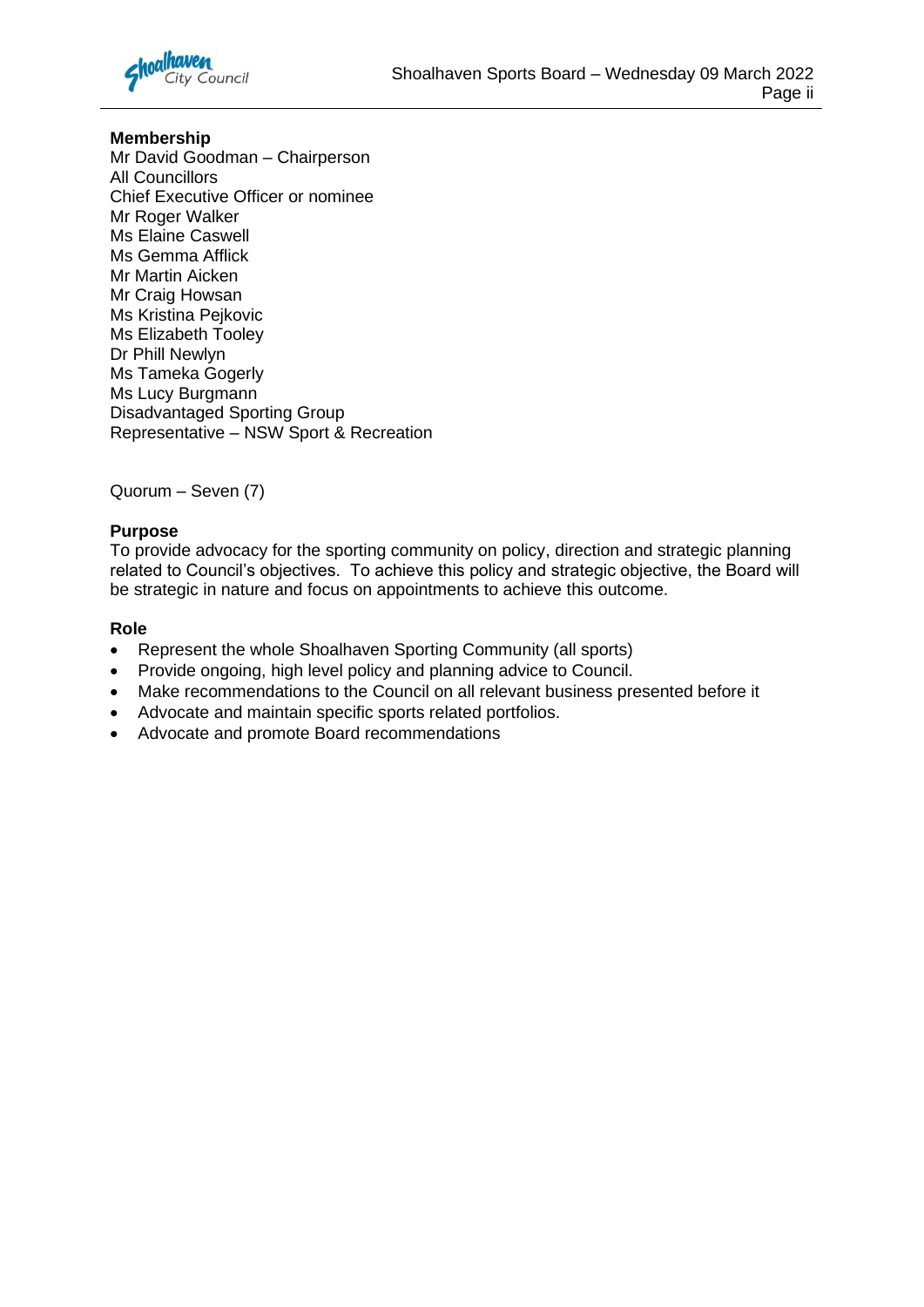**Membership**
Mr David Goodman – Chairperson
All Councillors
Chief Executive Officer or nominee
Mr Roger Walker
Ms Elaine Caswell
Ms Gemma Afflick
Mr Martin Aicken
Mr Craig Howsan
Ms Kristina Pejkovic
Ms Elizabeth Tooley
Dr Phill Newlyn
Ms Tameka Gogerly
Ms Lucy Burgmann
Disadvantaged Sporting Group
Representative – NSW Sport & Recreation

Quorum – Seven (7)

**Purpose**
To provide advocacy for the sporting community on policy, direction and strategic planning related to Council's objectives. To achieve this policy and strategic objective, the Board will be strategic in nature and focus on appointments to achieve this outcome.

**Role**
- Represent the whole Shoalhaven Sporting Community (all sports)
- Provide ongoing, high level policy and planning advice to Council.
- Make recommendations to the Council on all relevant business presented before it
- Advocate and maintain specific sports related portfolios.
- Advocate and promote Board recommendations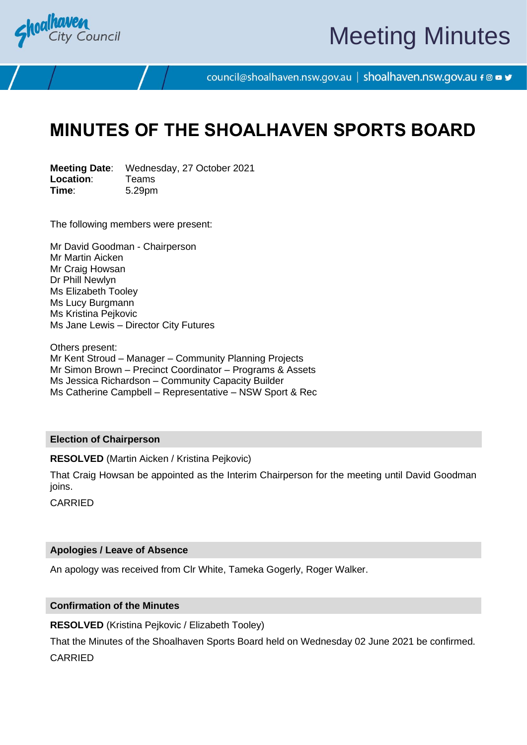# MINUTES OF THE SHOALHAVEN SPORTS BOARD

**Meeting Date**: Wednesday, 27 October 2021
**Location**: Teams
**Time**: 5.29pm

The following members were present:

Mr David Goodman - Chairperson
Mr Martin Aicken
Mr Craig Howsan
Dr Phill Newlyn
Ms Elizabeth Tooley
Ms Lucy Burgmann
Ms Kristina Pejkovic
Ms Jane Lewis – Director City Futures

Others present:
Mr Kent Stroud – Manager – Community Planning Projects
Mr Simon Brown – Precinct Coordinator – Programs & Assets
Ms Jessica Richardson – Community Capacity Builder
Ms Catherine Campbell – Representative – NSW Sport & Rec

## Election of Chairperson

**RESOLVED** (Martin Aicken / Kristina Pejkovic)

That Craig Howsan be appointed as the Interim Chairperson for the meeting until David Goodman joins.

CARRIED

## Apologies / Leave of Absence

An apology was received from Clr White, Tameka Gogerly, Roger Walker.

## Confirmation of the Minutes

**RESOLVED** (Kristina Pejkovic / Elizabeth Tooley)

That the Minutes of the Shoalhaven Sports Board held on Wednesday 02 June 2021 be confirmed.

CARRIED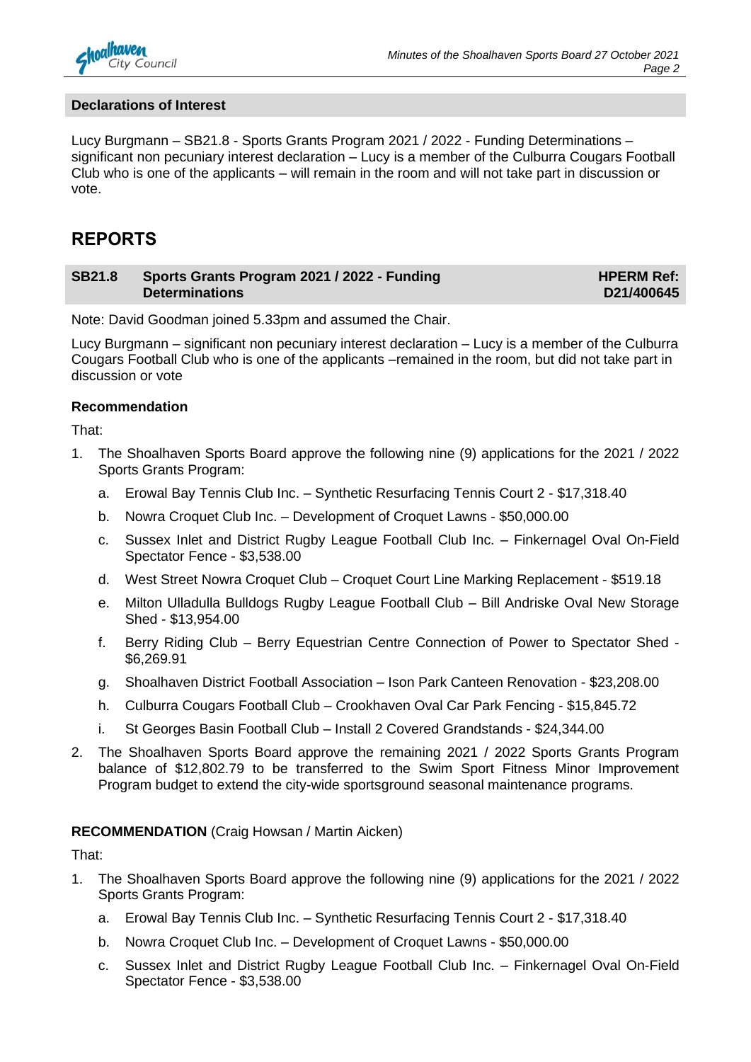## Declarations of Interest

Lucy Burgmann – SB21.8 - Sports Grants Program 2021 / 2022 - Funding Determinations – significant non pecuniary interest declaration – Lucy is a member of the Culburra Cougars Football Club who is one of the applicants – will remain in the room and will not take part in discussion or vote.

# REPORTS

## SB21.8 Sports Grants Program 2021 / 2022 - Funding Determinations — HPERM Ref: D21/400645

Note: David Goodman joined 5.33pm and assumed the Chair.

Lucy Burgmann – significant non pecuniary interest declaration – Lucy is a member of the Culburra Cougars Football Club who is one of the applicants –remained in the room, but did not take part in discussion or vote

### Recommendation

That:

1. The Shoalhaven Sports Board approve the following nine (9) applications for the 2021 / 2022 Sports Grants Program:
   a. Erowal Bay Tennis Club Inc. – Synthetic Resurfacing Tennis Court 2 - $17,318.40
   b. Nowra Croquet Club Inc. – Development of Croquet Lawns - $50,000.00
   c. Sussex Inlet and District Rugby League Football Club Inc. – Finkernagel Oval On-Field Spectator Fence - $3,538.00
   d. West Street Nowra Croquet Club – Croquet Court Line Marking Replacement - $519.18
   e. Milton Ulladulla Bulldogs Rugby League Football Club – Bill Andriske Oval New Storage Shed - $13,954.00
   f. Berry Riding Club – Berry Equestrian Centre Connection of Power to Spectator Shed - $6,269.91
   g. Shoalhaven District Football Association – Ison Park Canteen Renovation - $23,208.00
   h. Culburra Cougars Football Club – Crookhaven Oval Car Park Fencing - $15,845.72
   i. St Georges Basin Football Club – Install 2 Covered Grandstands - $24,344.00
2. The Shoalhaven Sports Board approve the remaining 2021 / 2022 Sports Grants Program balance of $12,802.79 to be transferred to the Swim Sport Fitness Minor Improvement Program budget to extend the city-wide sportsground seasonal maintenance programs.

**RECOMMENDATION** (Craig Howsan / Martin Aicken)

That:

1. The Shoalhaven Sports Board approve the following nine (9) applications for the 2021 / 2022 Sports Grants Program:
   a. Erowal Bay Tennis Club Inc. – Synthetic Resurfacing Tennis Court 2 - $17,318.40
   b. Nowra Croquet Club Inc. – Development of Croquet Lawns - $50,000.00
   c. Sussex Inlet and District Rugby League Football Club Inc. – Finkernagel Oval On-Field Spectator Fence - $3,538.00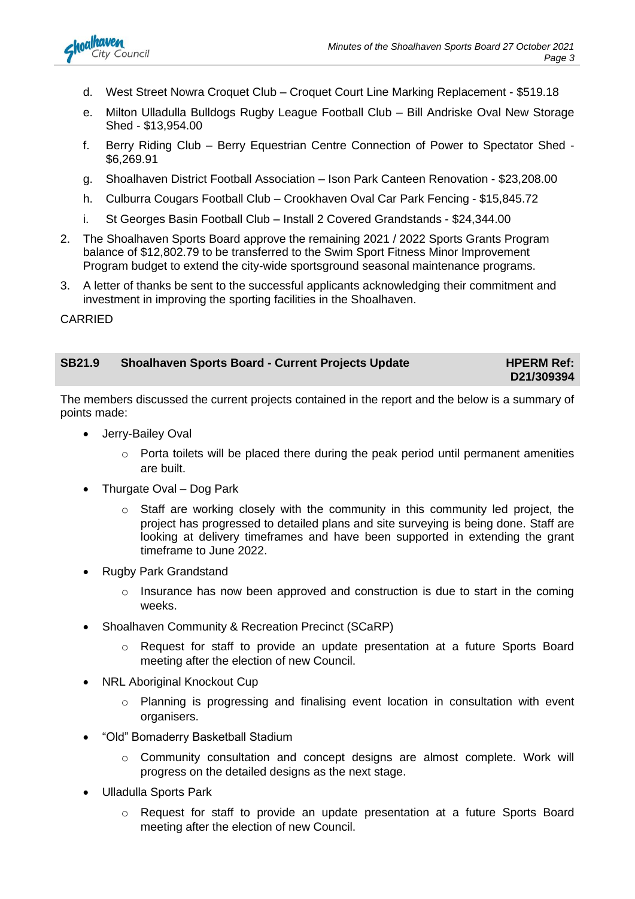d. West Street Nowra Croquet Club – Croquet Court Line Marking Replacement - $519.18

e. Milton Ulladulla Bulldogs Rugby League Football Club – Bill Andriske Oval New Storage Shed - $13,954.00

f. Berry Riding Club – Berry Equestrian Centre Connection of Power to Spectator Shed - $6,269.91

g. Shoalhaven District Football Association – Ison Park Canteen Renovation - $23,208.00

h. Culburra Cougars Football Club – Crookhaven Oval Car Park Fencing - $15,845.72

i. St Georges Basin Football Club – Install 2 Covered Grandstands - $24,344.00

2. The Shoalhaven Sports Board approve the remaining 2021 / 2022 Sports Grants Program balance of $12,802.79 to be transferred to the Swim Sport Fitness Minor Improvement Program budget to extend the city-wide sportsground seasonal maintenance programs.

3. A letter of thanks be sent to the successful applicants acknowledging their commitment and investment in improving the sporting facilities in the Shoalhaven.

CARRIED

## SB21.9 Shoalhaven Sports Board - Current Projects Update — HPERM Ref: D21/309394

The members discussed the current projects contained in the report and the below is a summary of points made:

- Jerry-Bailey Oval
  - Porta toilets will be placed there during the peak period until permanent amenities are built.
- Thurgate Oval – Dog Park
  - Staff are working closely with the community in this community led project, the project has progressed to detailed plans and site surveying is being done. Staff are looking at delivery timeframes and have been supported in extending the grant timeframe to June 2022.
- Rugby Park Grandstand
  - Insurance has now been approved and construction is due to start in the coming weeks.
- Shoalhaven Community & Recreation Precinct (SCaRP)
  - Request for staff to provide an update presentation at a future Sports Board meeting after the election of new Council.
- NRL Aboriginal Knockout Cup
  - Planning is progressing and finalising event location in consultation with event organisers.
- "Old" Bomaderry Basketball Stadium
  - Community consultation and concept designs are almost complete. Work will progress on the detailed designs as the next stage.
- Ulladulla Sports Park
  - Request for staff to provide an update presentation at a future Sports Board meeting after the election of new Council.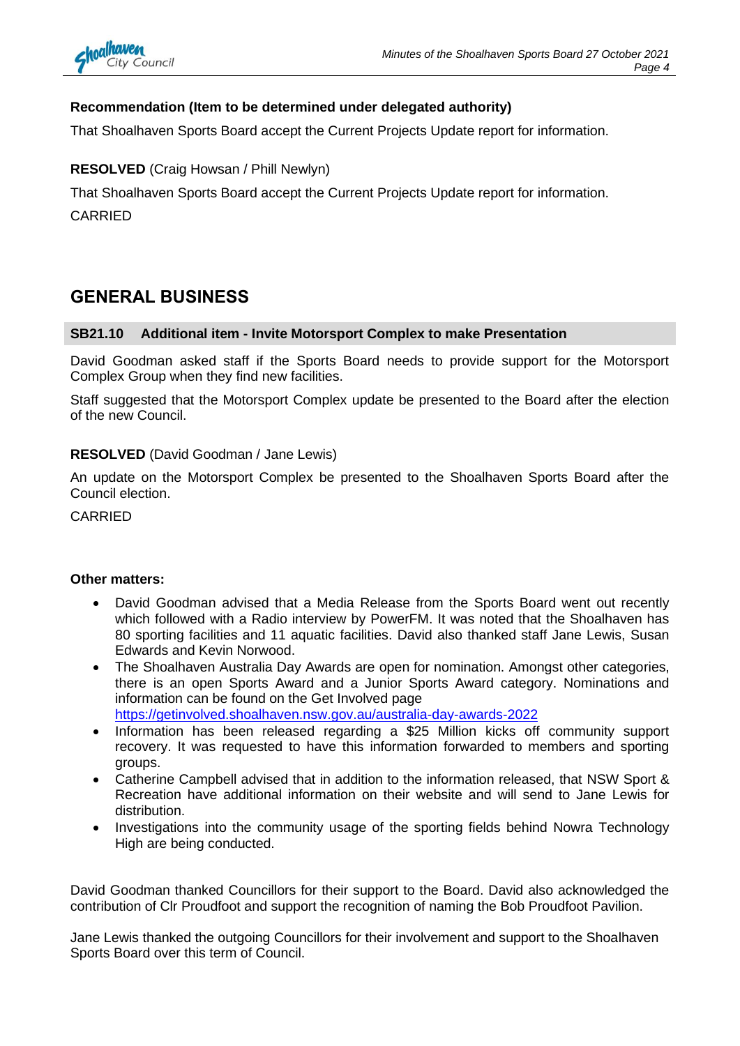**Recommendation (Item to be determined under delegated authority)**

That Shoalhaven Sports Board accept the Current Projects Update report for information.

**RESOLVED** (Craig Howsan / Phill Newlyn)

That Shoalhaven Sports Board accept the Current Projects Update report for information.

CARRIED

# GENERAL BUSINESS

### SB21.10 Additional item - Invite Motorsport Complex to make Presentation

David Goodman asked staff if the Sports Board needs to provide support for the Motorsport Complex Group when they find new facilities.

Staff suggested that the Motorsport Complex update be presented to the Board after the election of the new Council.

**RESOLVED** (David Goodman / Jane Lewis)

An update on the Motorsport Complex be presented to the Shoalhaven Sports Board after the Council election.

CARRIED

**Other matters:**

- David Goodman advised that a Media Release from the Sports Board went out recently which followed with a Radio interview by PowerFM. It was noted that the Shoalhaven has 80 sporting facilities and 11 aquatic facilities. David also thanked staff Jane Lewis, Susan Edwards and Kevin Norwood.
- The Shoalhaven Australia Day Awards are open for nomination. Amongst other categories, there is an open Sports Award and a Junior Sports Award category. Nominations and information can be found on the Get Involved page https://getinvolved.shoalhaven.nsw.gov.au/australia-day-awards-2022
- Information has been released regarding a $25 Million kicks off community support recovery. It was requested to have this information forwarded to members and sporting groups.
- Catherine Campbell advised that in addition to the information released, that NSW Sport & Recreation have additional information on their website and will send to Jane Lewis for distribution.
- Investigations into the community usage of the sporting fields behind Nowra Technology High are being conducted.

David Goodman thanked Councillors for their support to the Board. David also acknowledged the contribution of Clr Proudfoot and support the recognition of naming the Bob Proudfoot Pavilion.

Jane Lewis thanked the outgoing Councillors for their involvement and support to the Shoalhaven Sports Board over this term of Council.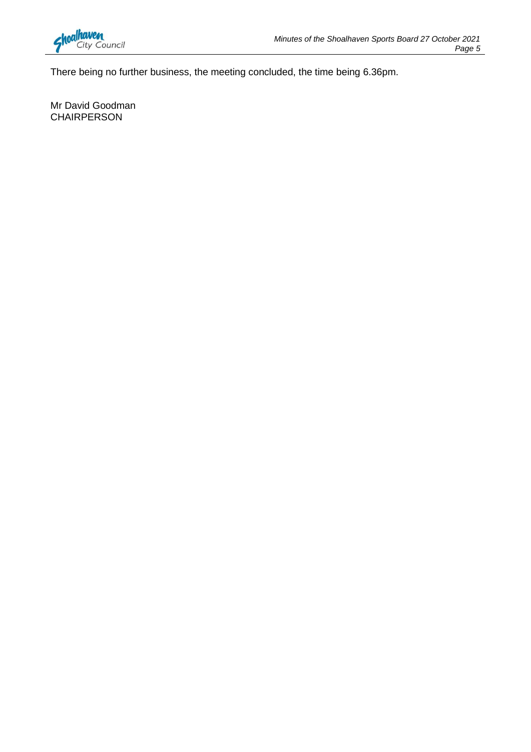There being no further business, the meeting concluded, the time being 6.36pm.

Mr David Goodman
CHAIRPERSON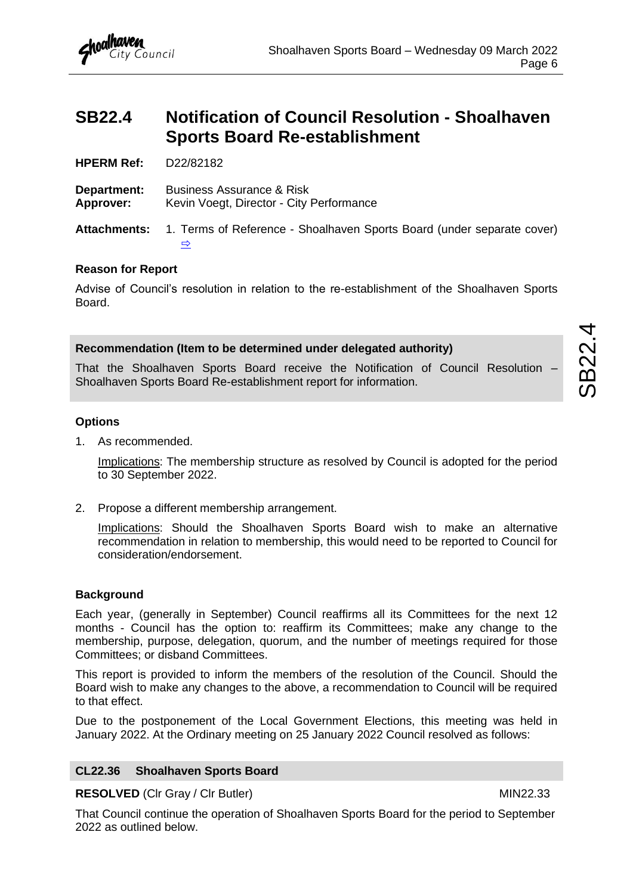# SB22.4 Notification of Council Resolution - Shoalhaven Sports Board Re-establishment

**HPERM Ref:** D22/82182

**Department:** Business Assurance & Risk
**Approver:** Kevin Voegt, Director - City Performance

**Attachments:** 1. Terms of Reference - Shoalhaven Sports Board (under separate cover) ⇨

### Reason for Report

Advise of Council's resolution in relation to the re-establishment of the Shoalhaven Sports Board.

**Recommendation (Item to be determined under delegated authority)**

That the Shoalhaven Sports Board receive the Notification of Council Resolution – Shoalhaven Sports Board Re-establishment report for information.

### Options

1. As recommended.

   Implications: The membership structure as resolved by Council is adopted for the period to 30 September 2022.

2. Propose a different membership arrangement.

   Implications: Should the Shoalhaven Sports Board wish to make an alternative recommendation in relation to membership, this would need to be reported to Council for consideration/endorsement.

### Background

Each year, (generally in September) Council reaffirms all its Committees for the next 12 months - Council has the option to: reaffirm its Committees; make any change to the membership, purpose, delegation, quorum, and the number of meetings required for those Committees; or disband Committees.

This report is provided to inform the members of the resolution of the Council. Should the Board wish to make any changes to the above, a recommendation to Council will be required to that effect.

Due to the postponement of the Local Government Elections, this meeting was held in January 2022. At the Ordinary meeting on 25 January 2022 Council resolved as follows:

**CL22.36 Shoalhaven Sports Board**

**RESOLVED** (Clr Gray / Clr Butler) MIN22.33

That Council continue the operation of Shoalhaven Sports Board for the period to September 2022 as outlined below.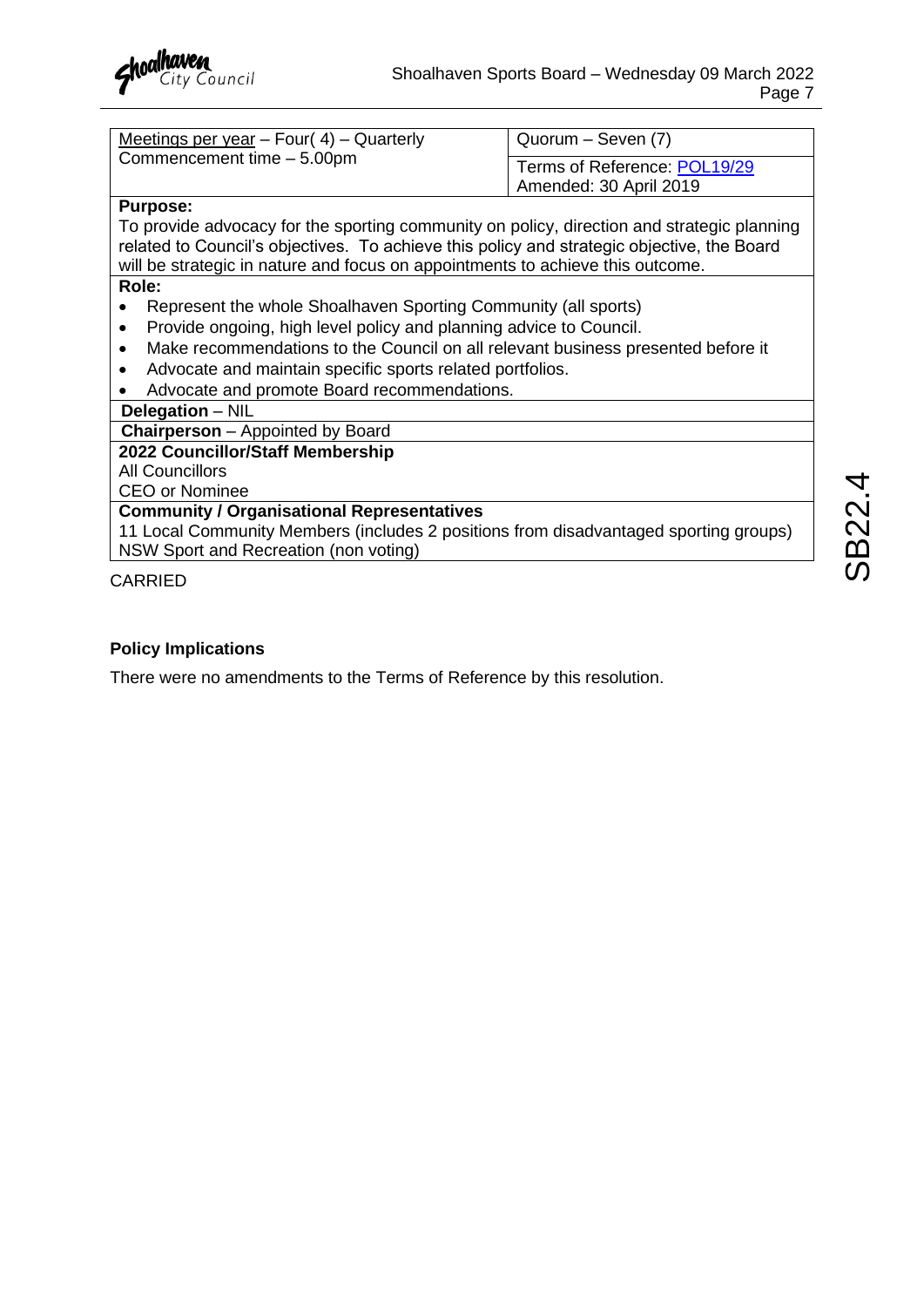| Meetings per year – Four( 4) – Quarterly<br>Commencement time – 5.00pm | Quorum – Seven (7) |
|---|---|
| | Terms of Reference: POL19/29<br>Amended: 30 April 2019 |
| **Purpose:**<br>To provide advocacy for the sporting community on policy, direction and strategic planning related to Council's objectives. To achieve this policy and strategic objective, the Board will be strategic in nature and focus on appointments to achieve this outcome. | |
| **Role:**<br>• Represent the whole Shoalhaven Sporting Community (all sports)<br>• Provide ongoing, high level policy and planning advice to Council.<br>• Make recommendations to the Council on all relevant business presented before it<br>• Advocate and maintain specific sports related portfolios.<br>• Advocate and promote Board recommendations. | |
| **Delegation** – NIL | |
| **Chairperson** – Appointed by Board | |
| **2022 Councillor/Staff Membership**<br>All Councillors<br>CEO or Nominee | |
| **Community / Organisational Representatives**<br>11 Local Community Members (includes 2 positions from disadvantaged sporting groups)<br>NSW Sport and Recreation (non voting) | |

CARRIED

**Policy Implications**

There were no amendments to the Terms of Reference by this resolution.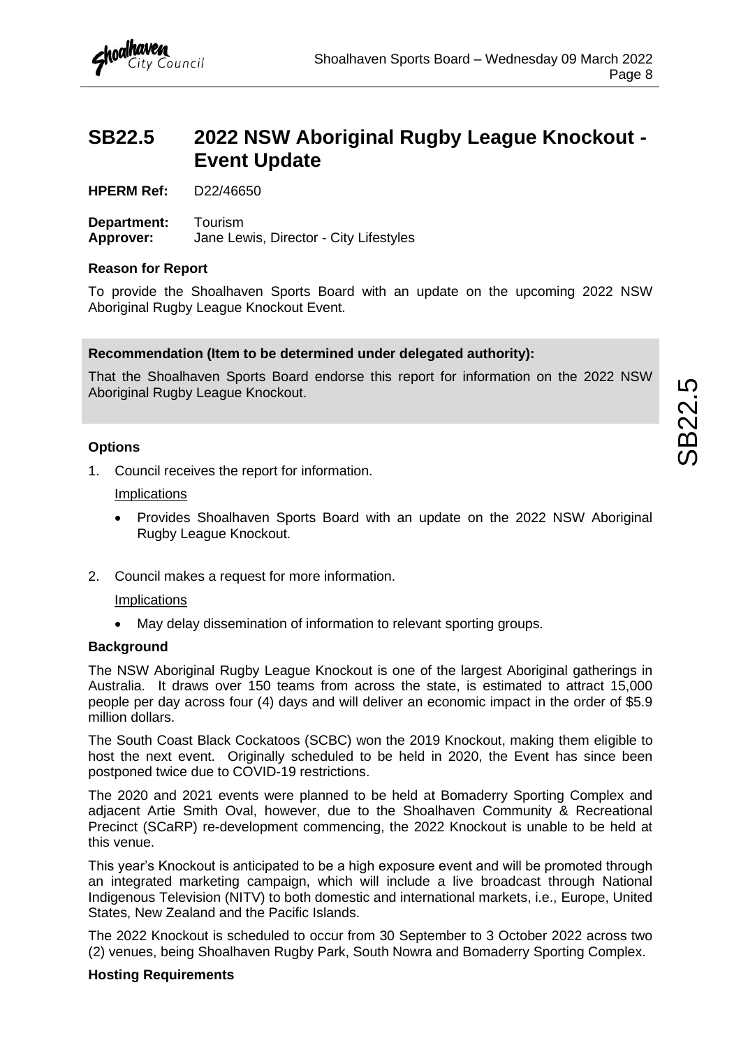# SB22.5 2022 NSW Aboriginal Rugby League Knockout - Event Update

**HPERM Ref:** D22/46650

**Department:** Tourism
**Approver:** Jane Lewis, Director - City Lifestyles

**Reason for Report**

To provide the Shoalhaven Sports Board with an update on the upcoming 2022 NSW Aboriginal Rugby League Knockout Event.

**Recommendation (Item to be determined under delegated authority):**

That the Shoalhaven Sports Board endorse this report for information on the 2022 NSW Aboriginal Rugby League Knockout.

**Options**

1. Council receives the report for information.

   Implications

   - Provides Shoalhaven Sports Board with an update on the 2022 NSW Aboriginal Rugby League Knockout.

2. Council makes a request for more information.

   Implications

   - May delay dissemination of information to relevant sporting groups.

**Background**

The NSW Aboriginal Rugby League Knockout is one of the largest Aboriginal gatherings in Australia. It draws over 150 teams from across the state, is estimated to attract 15,000 people per day across four (4) days and will deliver an economic impact in the order of $5.9 million dollars.

The South Coast Black Cockatoos (SCBC) won the 2019 Knockout, making them eligible to host the next event. Originally scheduled to be held in 2020, the Event has since been postponed twice due to COVID-19 restrictions.

The 2020 and 2021 events were planned to be held at Bomaderry Sporting Complex and adjacent Artie Smith Oval, however, due to the Shoalhaven Community & Recreational Precinct (SCaRP) re-development commencing, the 2022 Knockout is unable to be held at this venue.

This year's Knockout is anticipated to be a high exposure event and will be promoted through an integrated marketing campaign, which will include a live broadcast through National Indigenous Television (NITV) to both domestic and international markets, i.e., Europe, United States, New Zealand and the Pacific Islands.

The 2022 Knockout is scheduled to occur from 30 September to 3 October 2022 across two (2) venues, being Shoalhaven Rugby Park, South Nowra and Bomaderry Sporting Complex.

**Hosting Requirements**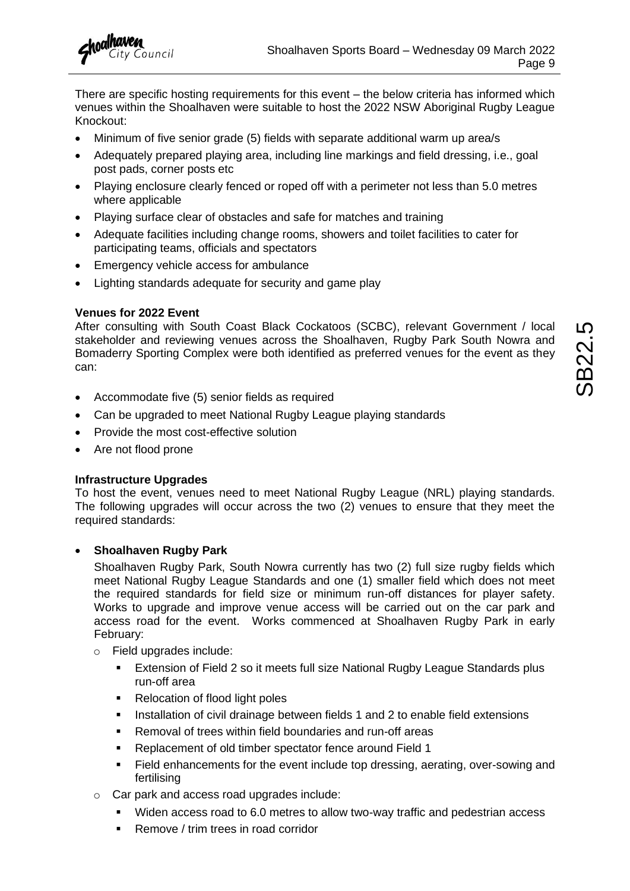There are specific hosting requirements for this event – the below criteria has informed which venues within the Shoalhaven were suitable to host the 2022 NSW Aboriginal Rugby League Knockout:

- Minimum of five senior grade (5) fields with separate additional warm up area/s
- Adequately prepared playing area, including line markings and field dressing, i.e., goal post pads, corner posts etc
- Playing enclosure clearly fenced or roped off with a perimeter not less than 5.0 metres where applicable
- Playing surface clear of obstacles and safe for matches and training
- Adequate facilities including change rooms, showers and toilet facilities to cater for participating teams, officials and spectators
- Emergency vehicle access for ambulance
- Lighting standards adequate for security and game play

**Venues for 2022 Event**

After consulting with South Coast Black Cockatoos (SCBC), relevant Government / local stakeholder and reviewing venues across the Shoalhaven, Rugby Park South Nowra and Bomaderry Sporting Complex were both identified as preferred venues for the event as they can:

- Accommodate five (5) senior fields as required
- Can be upgraded to meet National Rugby League playing standards
- Provide the most cost-effective solution
- Are not flood prone

**Infrastructure Upgrades**

To host the event, venues need to meet National Rugby League (NRL) playing standards. The following upgrades will occur across the two (2) venues to ensure that they meet the required standards:

- **Shoalhaven Rugby Park**

  Shoalhaven Rugby Park, South Nowra currently has two (2) full size rugby fields which meet National Rugby League Standards and one (1) smaller field which does not meet the required standards for field size or minimum run-off distances for player safety. Works to upgrade and improve venue access will be carried out on the car park and access road for the event. Works commenced at Shoalhaven Rugby Park in early February:

  - Field upgrades include:
    - Extension of Field 2 so it meets full size National Rugby League Standards plus run-off area
    - Relocation of flood light poles
    - Installation of civil drainage between fields 1 and 2 to enable field extensions
    - Removal of trees within field boundaries and run-off areas
    - Replacement of old timber spectator fence around Field 1
    - Field enhancements for the event include top dressing, aerating, over-sowing and fertilising
  - Car park and access road upgrades include:
    - Widen access road to 6.0 metres to allow two-way traffic and pedestrian access
    - Remove / trim trees in road corridor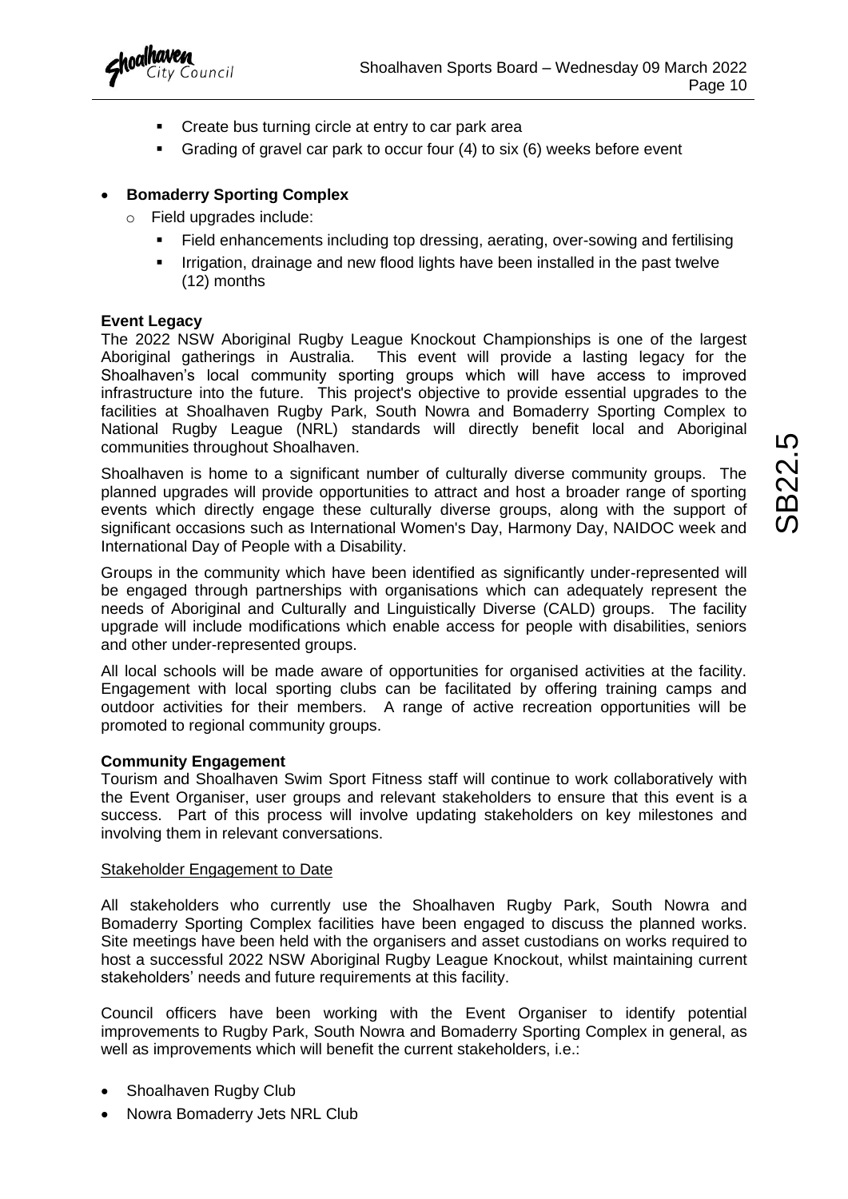- Create bus turning circle at entry to car park area
- Grading of gravel car park to occur four (4) to six (6) weeks before event

- **Bomaderry Sporting Complex**
  - Field upgrades include:
    - Field enhancements including top dressing, aerating, over-sowing and fertilising
    - Irrigation, drainage and new flood lights have been installed in the past twelve (12) months

**Event Legacy**

The 2022 NSW Aboriginal Rugby League Knockout Championships is one of the largest Aboriginal gatherings in Australia. This event will provide a lasting legacy for the Shoalhaven's local community sporting groups which will have access to improved infrastructure into the future. This project's objective to provide essential upgrades to the facilities at Shoalhaven Rugby Park, South Nowra and Bomaderry Sporting Complex to National Rugby League (NRL) standards will directly benefit local and Aboriginal communities throughout Shoalhaven.

Shoalhaven is home to a significant number of culturally diverse community groups. The planned upgrades will provide opportunities to attract and host a broader range of sporting events which directly engage these culturally diverse groups, along with the support of significant occasions such as International Women's Day, Harmony Day, NAIDOC week and International Day of People with a Disability.

Groups in the community which have been identified as significantly under-represented will be engaged through partnerships with organisations which can adequately represent the needs of Aboriginal and Culturally and Linguistically Diverse (CALD) groups. The facility upgrade will include modifications which enable access for people with disabilities, seniors and other under-represented groups.

All local schools will be made aware of opportunities for organised activities at the facility. Engagement with local sporting clubs can be facilitated by offering training camps and outdoor activities for their members. A range of active recreation opportunities will be promoted to regional community groups.

**Community Engagement**

Tourism and Shoalhaven Swim Sport Fitness staff will continue to work collaboratively with the Event Organiser, user groups and relevant stakeholders to ensure that this event is a success. Part of this process will involve updating stakeholders on key milestones and involving them in relevant conversations.

<u>Stakeholder Engagement to Date</u>

All stakeholders who currently use the Shoalhaven Rugby Park, South Nowra and Bomaderry Sporting Complex facilities have been engaged to discuss the planned works. Site meetings have been held with the organisers and asset custodians on works required to host a successful 2022 NSW Aboriginal Rugby League Knockout, whilst maintaining current stakeholders' needs and future requirements at this facility.

Council officers have been working with the Event Organiser to identify potential improvements to Rugby Park, South Nowra and Bomaderry Sporting Complex in general, as well as improvements which will benefit the current stakeholders, i.e.:

- Shoalhaven Rugby Club
- Nowra Bomaderry Jets NRL Club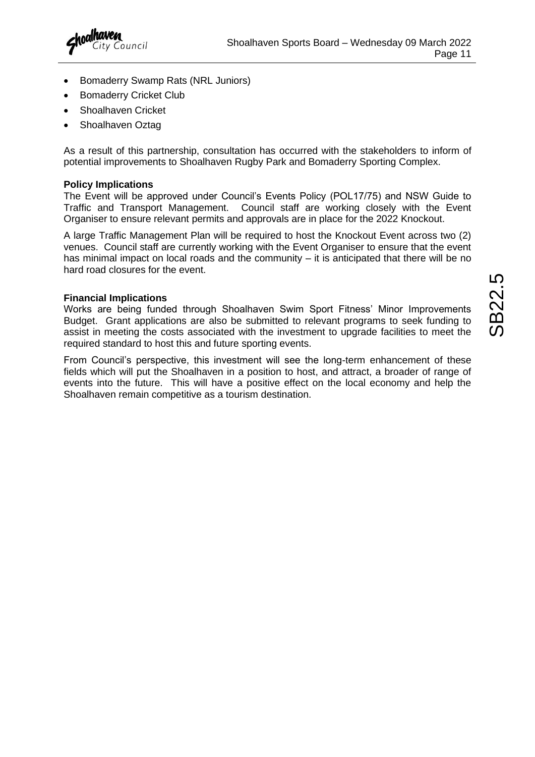- Bomaderry Swamp Rats (NRL Juniors)
- Bomaderry Cricket Club
- Shoalhaven Cricket
- Shoalhaven Oztag

As a result of this partnership, consultation has occurred with the stakeholders to inform of potential improvements to Shoalhaven Rugby Park and Bomaderry Sporting Complex.

**Policy Implications**

The Event will be approved under Council's Events Policy (POL17/75) and NSW Guide to Traffic and Transport Management. Council staff are working closely with the Event Organiser to ensure relevant permits and approvals are in place for the 2022 Knockout.

A large Traffic Management Plan will be required to host the Knockout Event across two (2) venues. Council staff are currently working with the Event Organiser to ensure that the event has minimal impact on local roads and the community – it is anticipated that there will be no hard road closures for the event.

**Financial Implications**

Works are being funded through Shoalhaven Swim Sport Fitness' Minor Improvements Budget. Grant applications are also be submitted to relevant programs to seek funding to assist in meeting the costs associated with the investment to upgrade facilities to meet the required standard to host this and future sporting events.

From Council's perspective, this investment will see the long-term enhancement of these fields which will put the Shoalhaven in a position to host, and attract, a broader of range of events into the future. This will have a positive effect on the local economy and help the Shoalhaven remain competitive as a tourism destination.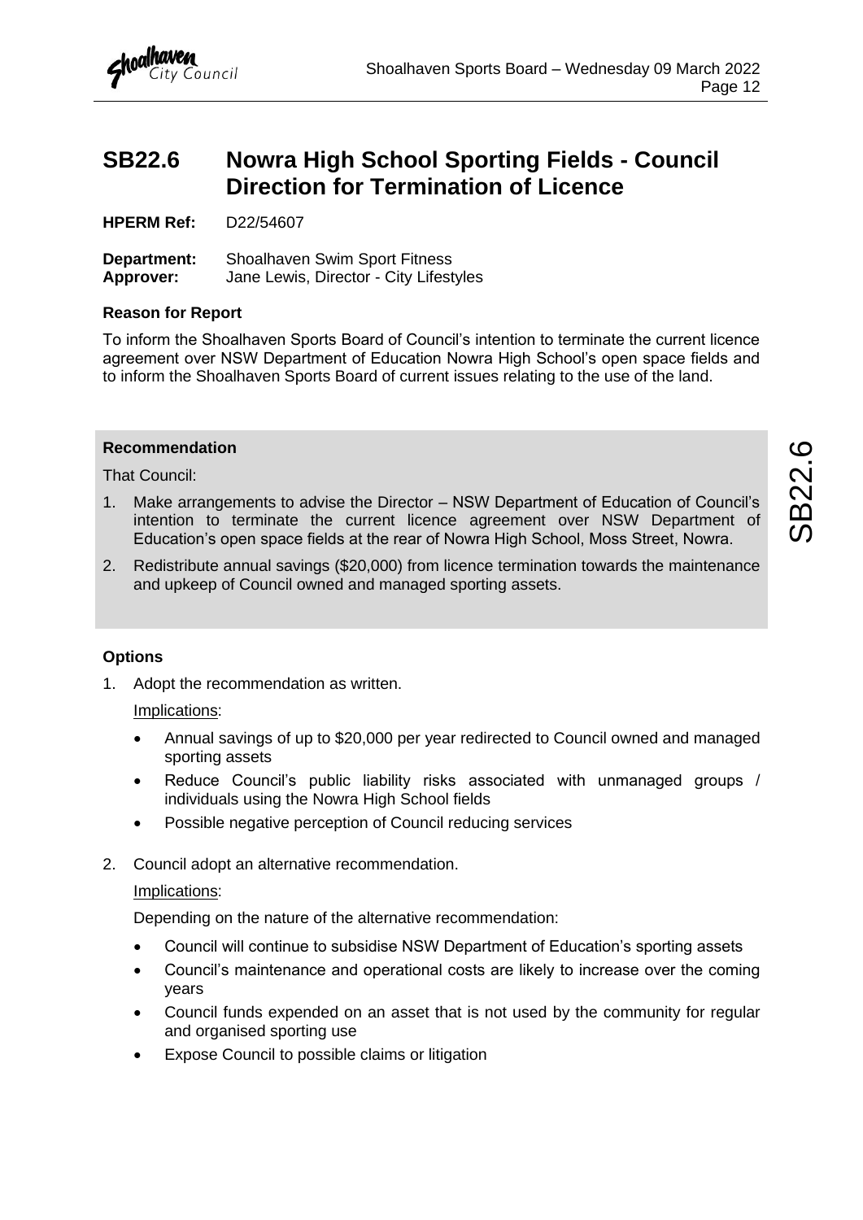# SB22.6 Nowra High School Sporting Fields - Council Direction for Termination of Licence

**HPERM Ref:** D22/54607

**Department:** Shoalhaven Swim Sport Fitness
**Approver:** Jane Lewis, Director - City Lifestyles

**Reason for Report**

To inform the Shoalhaven Sports Board of Council's intention to terminate the current licence agreement over NSW Department of Education Nowra High School's open space fields and to inform the Shoalhaven Sports Board of current issues relating to the use of the land.

**Recommendation**

That Council:

1. Make arrangements to advise the Director – NSW Department of Education of Council's intention to terminate the current licence agreement over NSW Department of Education's open space fields at the rear of Nowra High School, Moss Street, Nowra.
2. Redistribute annual savings ($20,000) from licence termination towards the maintenance and upkeep of Council owned and managed sporting assets.

**Options**

1. Adopt the recommendation as written.

   Implications:

   - Annual savings of up to $20,000 per year redirected to Council owned and managed sporting assets
   - Reduce Council's public liability risks associated with unmanaged groups / individuals using the Nowra High School fields
   - Possible negative perception of Council reducing services

2. Council adopt an alternative recommendation.

   Implications:

   Depending on the nature of the alternative recommendation:

   - Council will continue to subsidise NSW Department of Education's sporting assets
   - Council's maintenance and operational costs are likely to increase over the coming years
   - Council funds expended on an asset that is not used by the community for regular and organised sporting use
   - Expose Council to possible claims or litigation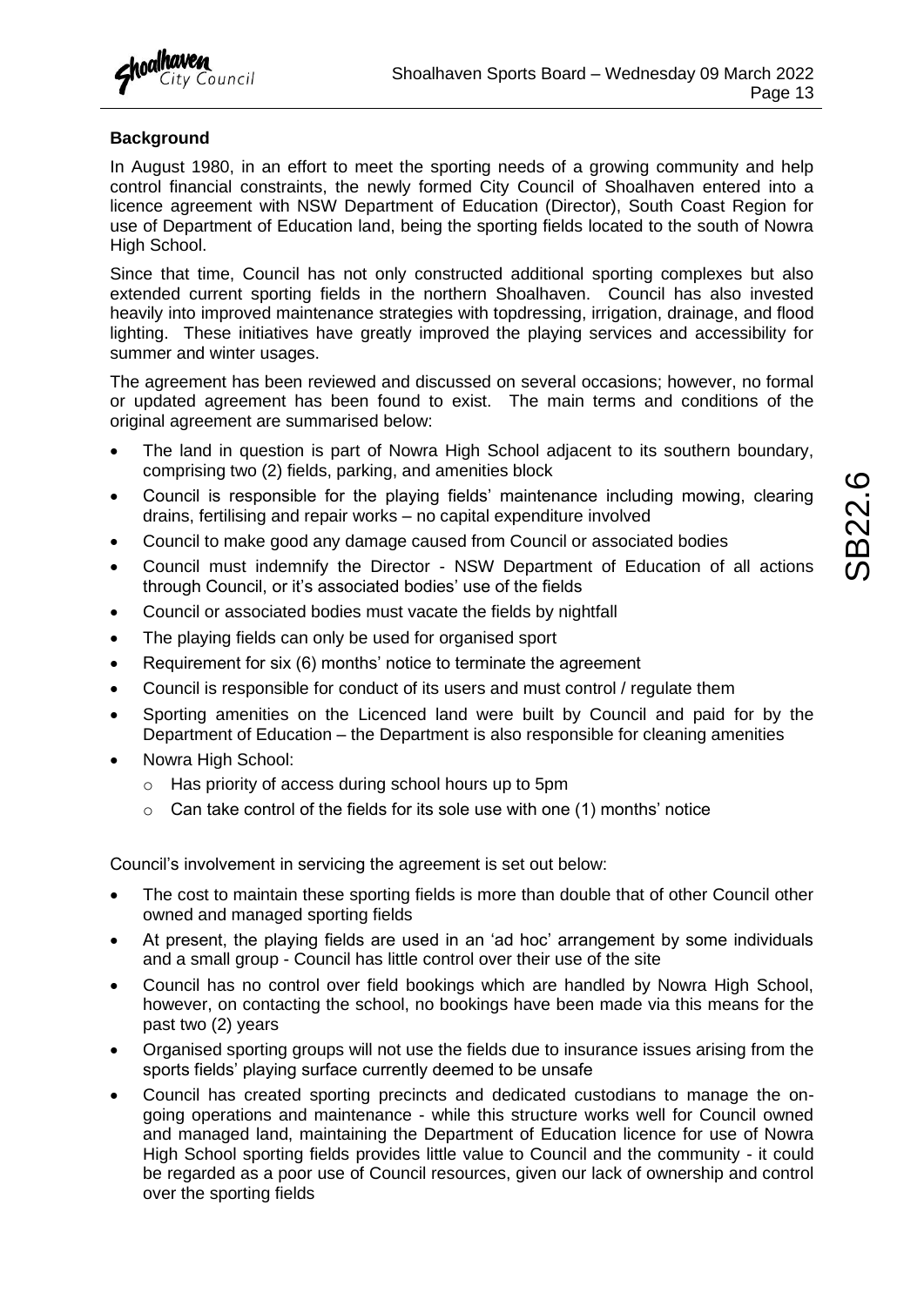### Background

In August 1980, in an effort to meet the sporting needs of a growing community and help control financial constraints, the newly formed City Council of Shoalhaven entered into a licence agreement with NSW Department of Education (Director), South Coast Region for use of Department of Education land, being the sporting fields located to the south of Nowra High School.

Since that time, Council has not only constructed additional sporting complexes but also extended current sporting fields in the northern Shoalhaven. Council has also invested heavily into improved maintenance strategies with topdressing, irrigation, drainage, and flood lighting. These initiatives have greatly improved the playing services and accessibility for summer and winter usages.

The agreement has been reviewed and discussed on several occasions; however, no formal or updated agreement has been found to exist. The main terms and conditions of the original agreement are summarised below:

- The land in question is part of Nowra High School adjacent to its southern boundary, comprising two (2) fields, parking, and amenities block
- Council is responsible for the playing fields' maintenance including mowing, clearing drains, fertilising and repair works – no capital expenditure involved
- Council to make good any damage caused from Council or associated bodies
- Council must indemnify the Director - NSW Department of Education of all actions through Council, or it's associated bodies' use of the fields
- Council or associated bodies must vacate the fields by nightfall
- The playing fields can only be used for organised sport
- Requirement for six (6) months' notice to terminate the agreement
- Council is responsible for conduct of its users and must control / regulate them
- Sporting amenities on the Licenced land were built by Council and paid for by the Department of Education – the Department is also responsible for cleaning amenities
- Nowra High School:
  - Has priority of access during school hours up to 5pm
  - Can take control of the fields for its sole use with one (1) months' notice

Council's involvement in servicing the agreement is set out below:

- The cost to maintain these sporting fields is more than double that of other Council other owned and managed sporting fields
- At present, the playing fields are used in an 'ad hoc' arrangement by some individuals and a small group - Council has little control over their use of the site
- Council has no control over field bookings which are handled by Nowra High School, however, on contacting the school, no bookings have been made via this means for the past two (2) years
- Organised sporting groups will not use the fields due to insurance issues arising from the sports fields' playing surface currently deemed to be unsafe
- Council has created sporting precincts and dedicated custodians to manage the on-going operations and maintenance - while this structure works well for Council owned and managed land, maintaining the Department of Education licence for use of Nowra High School sporting fields provides little value to Council and the community - it could be regarded as a poor use of Council resources, given our lack of ownership and control over the sporting fields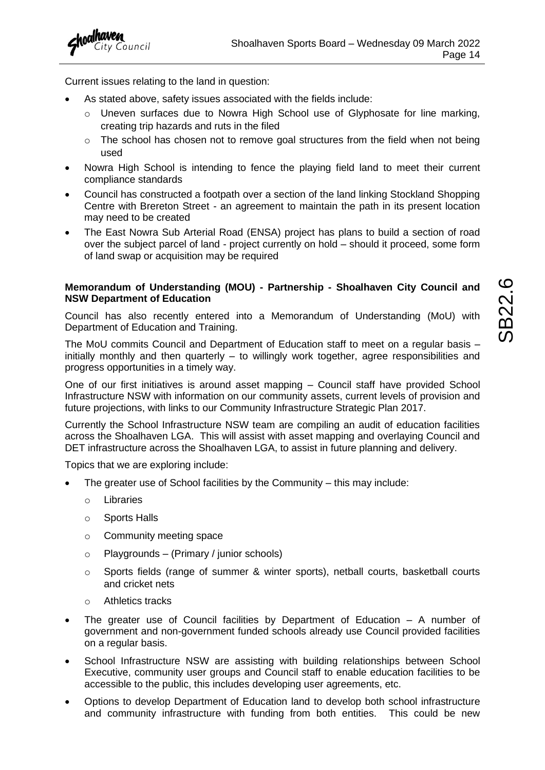Current issues relating to the land in question:

- As stated above, safety issues associated with the fields include:
  - Uneven surfaces due to Nowra High School use of Glyphosate for line marking, creating trip hazards and ruts in the filed
  - The school has chosen not to remove goal structures from the field when not being used
- Nowra High School is intending to fence the playing field land to meet their current compliance standards
- Council has constructed a footpath over a section of the land linking Stockland Shopping Centre with Brereton Street - an agreement to maintain the path in its present location may need to be created
- The East Nowra Sub Arterial Road (ENSA) project has plans to build a section of road over the subject parcel of land - project currently on hold – should it proceed, some form of land swap or acquisition may be required

**Memorandum of Understanding (MOU) - Partnership - Shoalhaven City Council and NSW Department of Education**

Council has also recently entered into a Memorandum of Understanding (MoU) with Department of Education and Training.

The MoU commits Council and Department of Education staff to meet on a regular basis – initially monthly and then quarterly – to willingly work together, agree responsibilities and progress opportunities in a timely way.

One of our first initiatives is around asset mapping – Council staff have provided School Infrastructure NSW with information on our community assets, current levels of provision and future projections, with links to our Community Infrastructure Strategic Plan 2017.

Currently the School Infrastructure NSW team are compiling an audit of education facilities across the Shoalhaven LGA. This will assist with asset mapping and overlaying Council and DET infrastructure across the Shoalhaven LGA, to assist in future planning and delivery.

Topics that we are exploring include:

- The greater use of School facilities by the Community – this may include:
  - Libraries
  - Sports Halls
  - Community meeting space
  - Playgrounds – (Primary / junior schools)
  - Sports fields (range of summer & winter sports), netball courts, basketball courts and cricket nets
  - Athletics tracks
- The greater use of Council facilities by Department of Education – A number of government and non-government funded schools already use Council provided facilities on a regular basis.
- School Infrastructure NSW are assisting with building relationships between School Executive, community user groups and Council staff to enable education facilities to be accessible to the public, this includes developing user agreements, etc.
- Options to develop Department of Education land to develop both school infrastructure and community infrastructure with funding from both entities. This could be new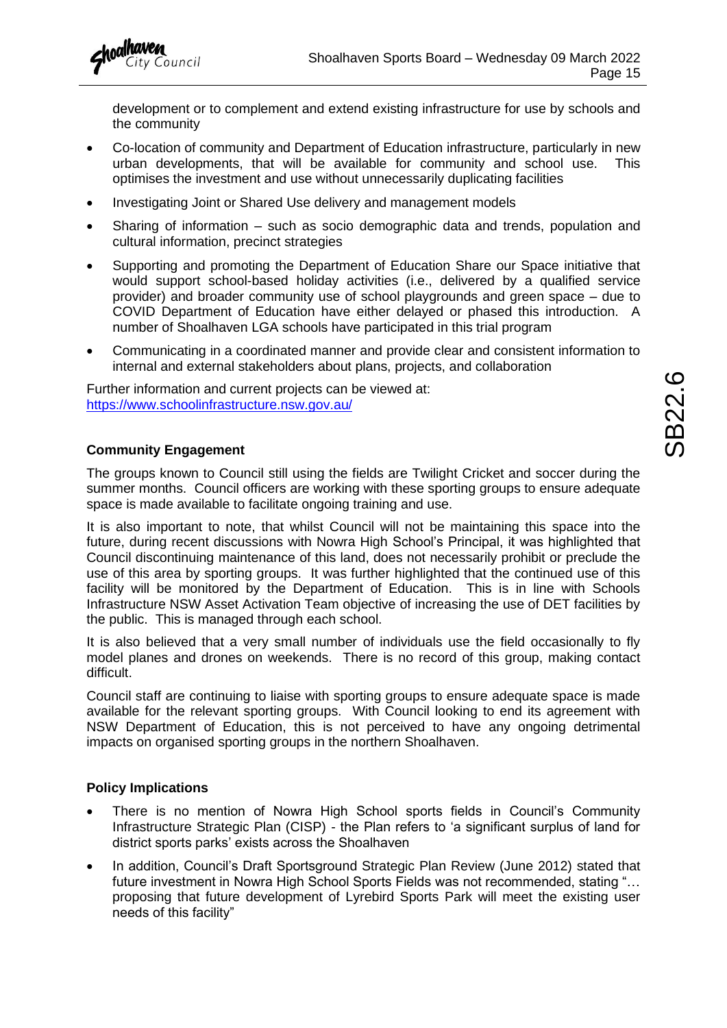development or to complement and extend existing infrastructure for use by schools and the community

- Co-location of community and Department of Education infrastructure, particularly in new urban developments, that will be available for community and school use. This optimises the investment and use without unnecessarily duplicating facilities
- Investigating Joint or Shared Use delivery and management models
- Sharing of information – such as socio demographic data and trends, population and cultural information, precinct strategies
- Supporting and promoting the Department of Education Share our Space initiative that would support school-based holiday activities (i.e., delivered by a qualified service provider) and broader community use of school playgrounds and green space – due to COVID Department of Education have either delayed or phased this introduction. A number of Shoalhaven LGA schools have participated in this trial program
- Communicating in a coordinated manner and provide clear and consistent information to internal and external stakeholders about plans, projects, and collaboration

Further information and current projects can be viewed at: https://www.schoolinfrastructure.nsw.gov.au/

**Community Engagement**

The groups known to Council still using the fields are Twilight Cricket and soccer during the summer months. Council officers are working with these sporting groups to ensure adequate space is made available to facilitate ongoing training and use.

It is also important to note, that whilst Council will not be maintaining this space into the future, during recent discussions with Nowra High School's Principal, it was highlighted that Council discontinuing maintenance of this land, does not necessarily prohibit or preclude the use of this area by sporting groups. It was further highlighted that the continued use of this facility will be monitored by the Department of Education. This is in line with Schools Infrastructure NSW Asset Activation Team objective of increasing the use of DET facilities by the public. This is managed through each school.

It is also believed that a very small number of individuals use the field occasionally to fly model planes and drones on weekends. There is no record of this group, making contact difficult.

Council staff are continuing to liaise with sporting groups to ensure adequate space is made available for the relevant sporting groups. With Council looking to end its agreement with NSW Department of Education, this is not perceived to have any ongoing detrimental impacts on organised sporting groups in the northern Shoalhaven.

**Policy Implications**

- There is no mention of Nowra High School sports fields in Council's Community Infrastructure Strategic Plan (CISP) - the Plan refers to 'a significant surplus of land for district sports parks' exists across the Shoalhaven
- In addition, Council's Draft Sportsground Strategic Plan Review (June 2012) stated that future investment in Nowra High School Sports Fields was not recommended, stating "… proposing that future development of Lyrebird Sports Park will meet the existing user needs of this facility"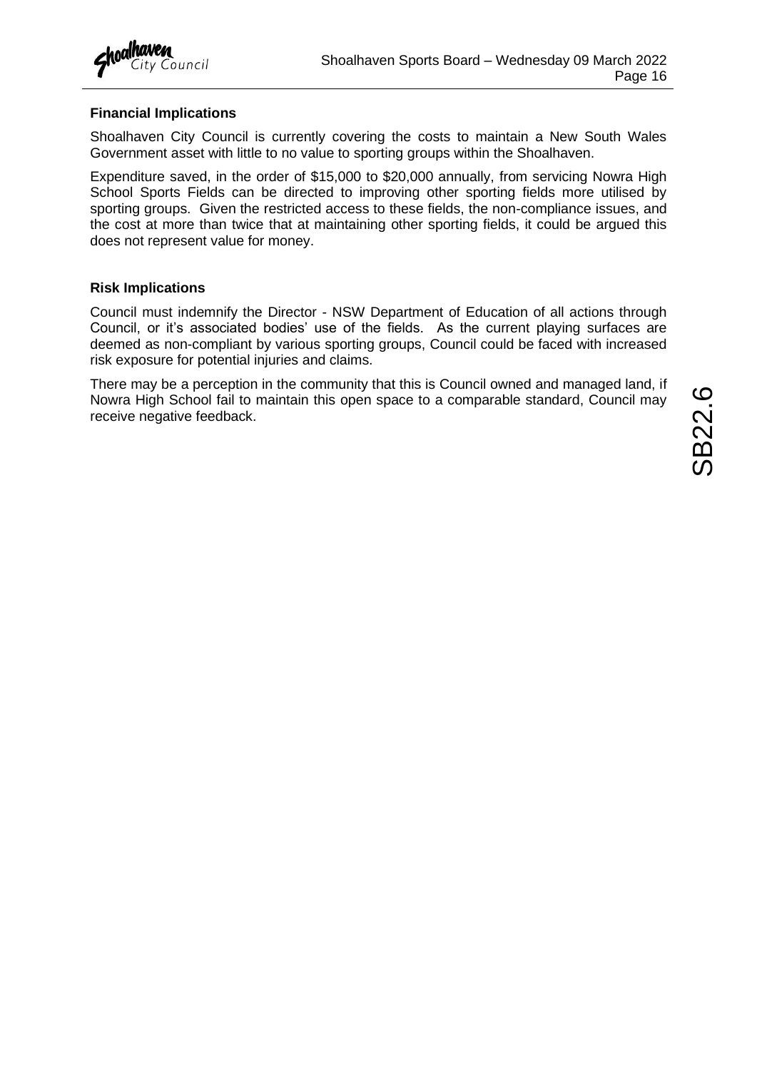**Financial Implications**

Shoalhaven City Council is currently covering the costs to maintain a New South Wales Government asset with little to no value to sporting groups within the Shoalhaven.

Expenditure saved, in the order of $15,000 to $20,000 annually, from servicing Nowra High School Sports Fields can be directed to improving other sporting fields more utilised by sporting groups. Given the restricted access to these fields, the non-compliance issues, and the cost at more than twice that at maintaining other sporting fields, it could be argued this does not represent value for money.

**Risk Implications**

Council must indemnify the Director - NSW Department of Education of all actions through Council, or it's associated bodies' use of the fields. As the current playing surfaces are deemed as non-compliant by various sporting groups, Council could be faced with increased risk exposure for potential injuries and claims.

There may be a perception in the community that this is Council owned and managed land, if Nowra High School fail to maintain this open space to a comparable standard, Council may receive negative feedback.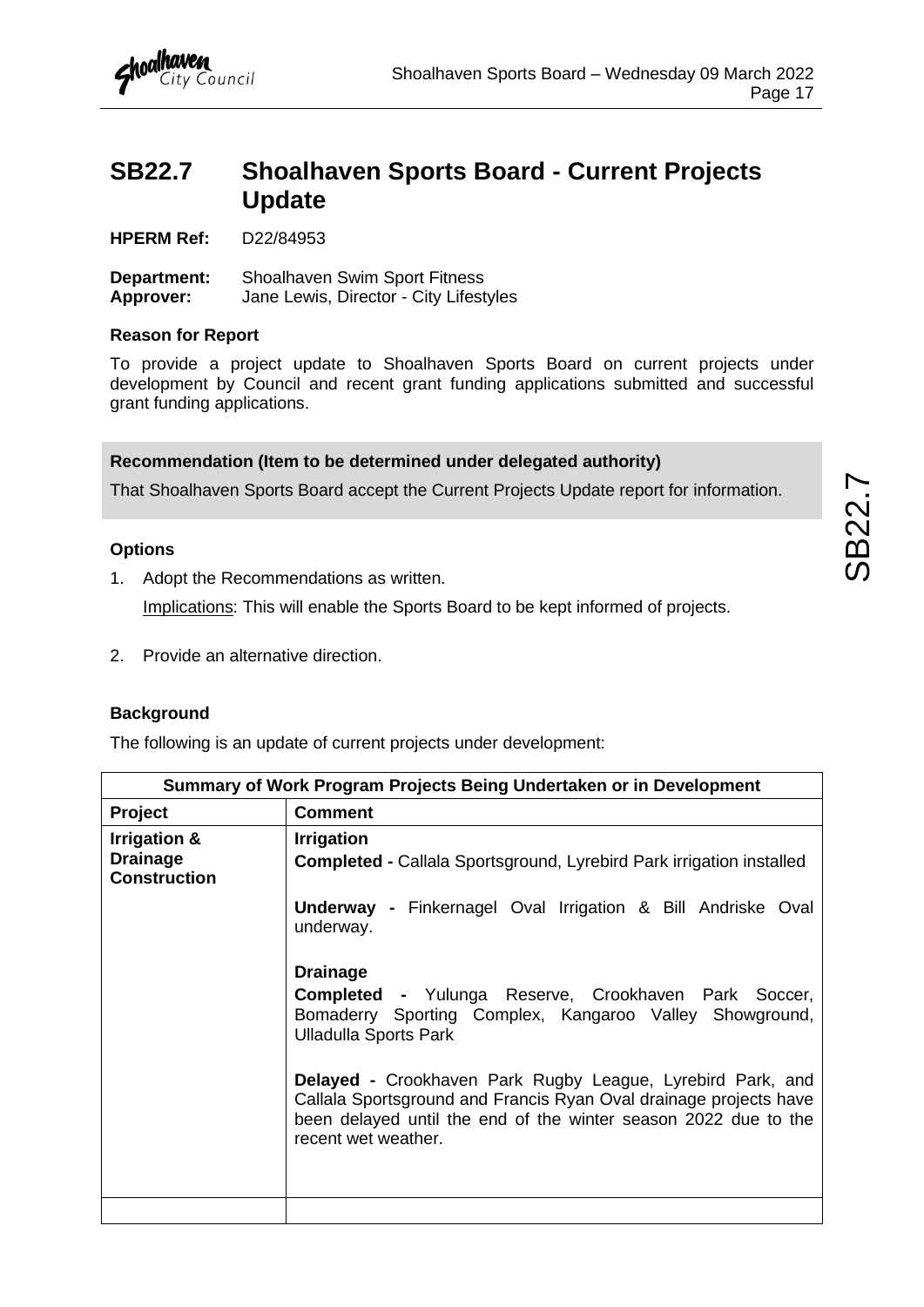# SB22.7 Shoalhaven Sports Board - Current Projects Update

**HPERM Ref:** D22/84953

**Department:** Shoalhaven Swim Sport Fitness
**Approver:** Jane Lewis, Director - City Lifestyles

### Reason for Report

To provide a project update to Shoalhaven Sports Board on current projects under development by Council and recent grant funding applications submitted and successful grant funding applications.

### Recommendation (Item to be determined under delegated authority)

That Shoalhaven Sports Board accept the Current Projects Update report for information.

### Options

1. Adopt the Recommendations as written.

   Implications: This will enable the Sports Board to be kept informed of projects.

2. Provide an alternative direction.

### Background

The following is an update of current projects under development:

| Summary of Work Program Projects Being Undertaken or in Development | |
|---|---|
| **Project** | **Comment** |
| **Irrigation & Drainage Construction** | **Irrigation**<br>**Completed -** Callala Sportsground, Lyrebird Park irrigation installed<br><br>**Underway -** Finkernagel Oval Irrigation & Bill Andriske Oval underway.<br><br>**Drainage**<br>**Completed -** Yulunga Reserve, Crookhaven Park Soccer, Bomaderry Sporting Complex, Kangaroo Valley Showground, Ulladulla Sports Park<br><br>**Delayed -** Crookhaven Park Rugby League, Lyrebird Park, and Callala Sportsground and Francis Ryan Oval drainage projects have been delayed until the end of the winter season 2022 due to the recent wet weather. |
| | |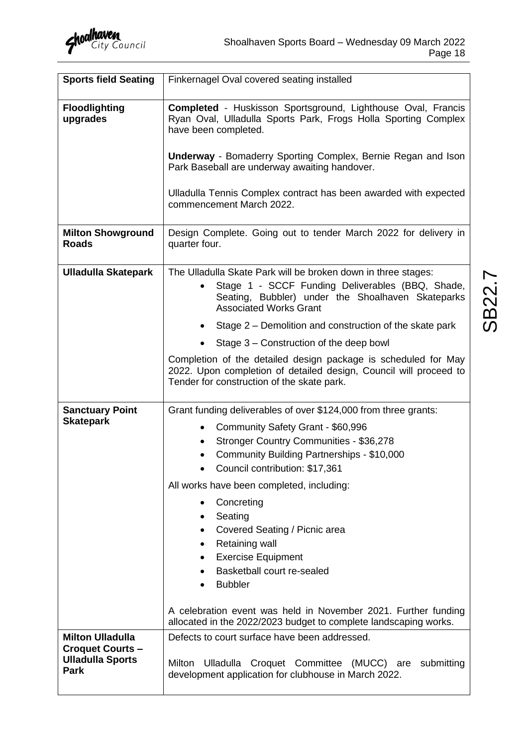| **Sports field Seating** | Finkernagel Oval covered seating installed |
|---|---|
| **Floodlighting upgrades** | **Completed** - Huskisson Sportsground, Lighthouse Oval, Francis Ryan Oval, Ulladulla Sports Park, Frogs Holla Sporting Complex have been completed.<br><br>**Underway** - Bomaderry Sporting Complex, Bernie Regan and Ison Park Baseball are underway awaiting handover.<br><br>Ulladulla Tennis Complex contract has been awarded with expected commencement March 2022. |
| **Milton Showground Roads** | Design Complete. Going out to tender March 2022 for delivery in quarter four. |
| **Ulladulla Skatepark** | The Ulladulla Skate Park will be broken down in three stages:<br>• Stage 1 - SCCF Funding Deliverables (BBQ, Shade, Seating, Bubbler) under the Shoalhaven Skateparks Associated Works Grant<br>• Stage 2 – Demolition and construction of the skate park<br>• Stage 3 – Construction of the deep bowl<br><br>Completion of the detailed design package is scheduled for May 2022. Upon completion of detailed design, Council will proceed to Tender for construction of the skate park. |
| **Sanctuary Point Skatepark** | Grant funding deliverables of over $124,000 from three grants:<br>• Community Safety Grant - $60,996<br>• Stronger Country Communities - $36,278<br>• Community Building Partnerships - $10,000<br>• Council contribution: $17,361<br><br>All works have been completed, including:<br>• Concreting<br>• Seating<br>• Covered Seating / Picnic area<br>• Retaining wall<br>• Exercise Equipment<br>• Basketball court re-sealed<br>• Bubbler<br><br>A celebration event was held in November 2021. Further funding allocated in the 2022/2023 budget to complete landscaping works. |
| **Milton Ulladulla Croquet Courts – Ulladulla Sports Park** | Defects to court surface have been addressed.<br><br>Milton Ulladulla Croquet Committee (MUCC) are submitting development application for clubhouse in March 2022. |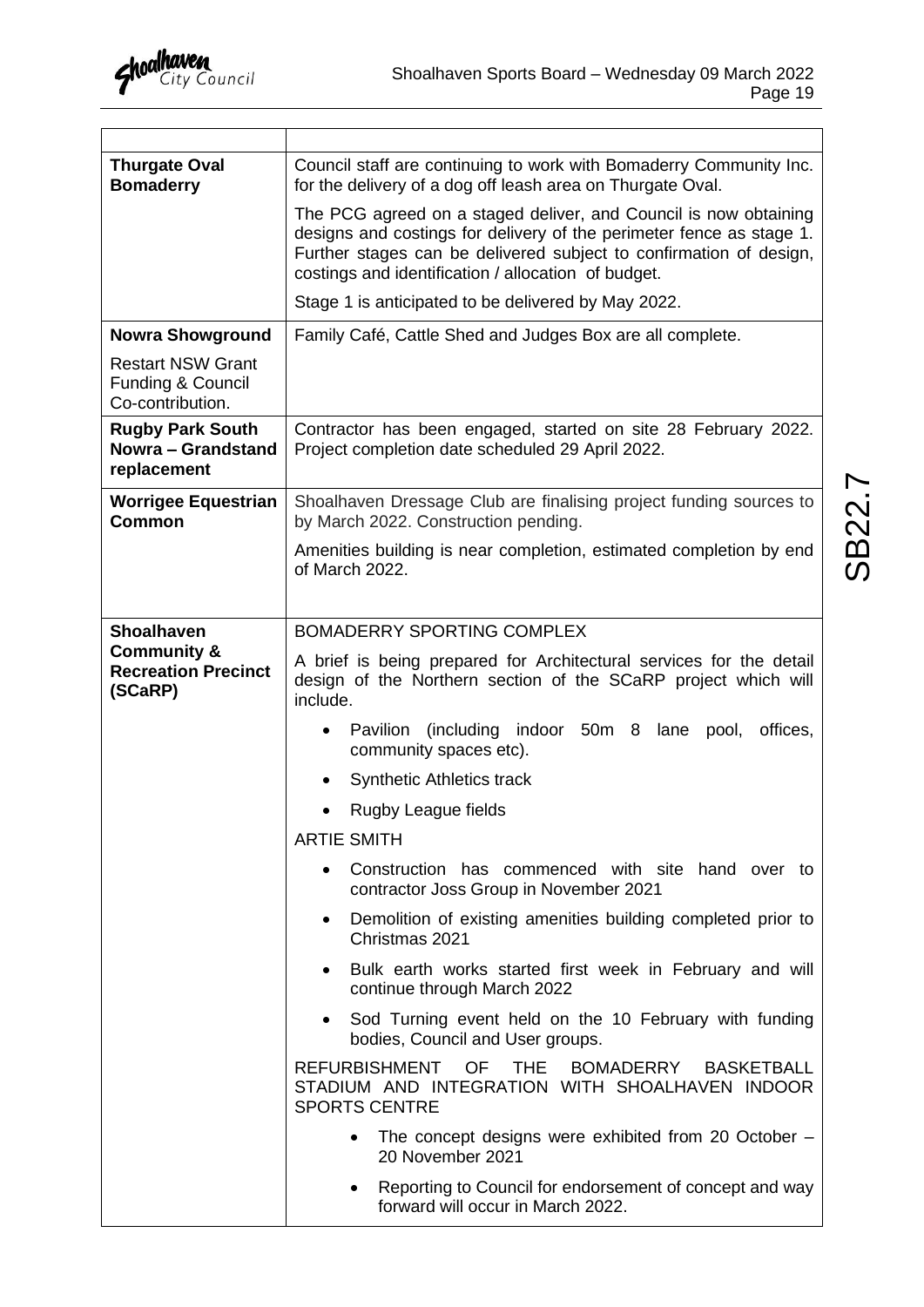| | |
|---|---|
| **Thurgate Oval Bomaderry** | Council staff are continuing to work with Bomaderry Community Inc. for the delivery of a dog off leash area on Thurgate Oval.<br><br>The PCG agreed on a staged deliver, and Council is now obtaining designs and costings for delivery of the perimeter fence as stage 1. Further stages can be delivered subject to confirmation of design, costings and identification / allocation of budget.<br><br>Stage 1 is anticipated to be delivered by May 2022. |
| **Nowra Showground**<br><br>Restart NSW Grant Funding & Council Co-contribution. | Family Café, Cattle Shed and Judges Box are all complete. |
| **Rugby Park South Nowra – Grandstand replacement** | Contractor has been engaged, started on site 28 February 2022. Project completion date scheduled 29 April 2022. |
| **Worrigee Equestrian Common** | Shoalhaven Dressage Club are finalising project funding sources to by March 2022. Construction pending.<br><br>Amenities building is near completion, estimated completion by end of March 2022. |
| **Shoalhaven Community & Recreation Precinct (SCaRP)** | BOMADERRY SPORTING COMPLEX<br><br>A brief is being prepared for Architectural services for the detail design of the Northern section of the SCaRP project which will include.<br><br>• Pavilion (including indoor 50m 8 lane pool, offices, community spaces etc).<br>• Synthetic Athletics track<br>• Rugby League fields<br><br>ARTIE SMITH<br><br>• Construction has commenced with site hand over to contractor Joss Group in November 2021<br>• Demolition of existing amenities building completed prior to Christmas 2021<br>• Bulk earth works started first week in February and will continue through March 2022<br>• Sod Turning event held on the 10 February with funding bodies, Council and User groups.<br><br>REFURBISHMENT OF THE BOMADERRY BASKETBALL STADIUM AND INTEGRATION WITH SHOALHAVEN INDOOR SPORTS CENTRE<br><br>• The concept designs were exhibited from 20 October – 20 November 2021<br>• Reporting to Council for endorsement of concept and way forward will occur in March 2022. |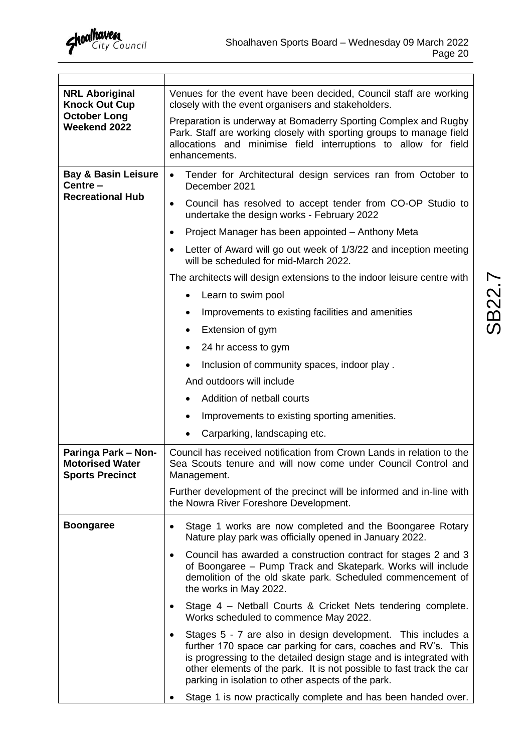| | |
|---|---|
| **NRL Aboriginal Knock Out Cup October Long Weekend 2022** | Venues for the event have been decided, Council staff are working closely with the event organisers and stakeholders.<br><br>Preparation is underway at Bomaderry Sporting Complex and Rugby Park. Staff are working closely with sporting groups to manage field allocations and minimise field interruptions to allow for field enhancements. |
| **Bay & Basin Leisure Centre – Recreational Hub** | • Tender for Architectural design services ran from October to December 2021<br>• Council has resolved to accept tender from CO-OP Studio to undertake the design works - February 2022<br>• Project Manager has been appointed – Anthony Meta<br>• Letter of Award will go out week of 1/3/22 and inception meeting will be scheduled for mid-March 2022.<br><br>The architects will design extensions to the indoor leisure centre with<br>• Learn to swim pool<br>• Improvements to existing facilities and amenities<br>• Extension of gym<br>• 24 hr access to gym<br>• Inclusion of community spaces, indoor play .<br><br>And outdoors will include<br>• Addition of netball courts<br>• Improvements to existing sporting amenities.<br>• Carparking, landscaping etc. |
| **Paringa Park – Non-Motorised Water Sports Precinct** | Council has received notification from Crown Lands in relation to the Sea Scouts tenure and will now come under Council Control and Management.<br><br>Further development of the precinct will be informed and in-line with the Nowra River Foreshore Development. |
| **Boongaree** | • Stage 1 works are now completed and the Boongaree Rotary Nature play park was officially opened in January 2022.<br>• Council has awarded a construction contract for stages 2 and 3 of Boongaree – Pump Track and Skatepark. Works will include demolition of the old skate park. Scheduled commencement of the works in May 2022.<br>• Stage 4 – Netball Courts & Cricket Nets tendering complete. Works scheduled to commence May 2022.<br>• Stages 5 - 7 are also in design development. This includes a further 170 space car parking for cars, coaches and RV's. This is progressing to the detailed design stage and is integrated with other elements of the park. It is not possible to fast track the car parking in isolation to other aspects of the park.<br>• Stage 1 is now practically complete and has been handed over. |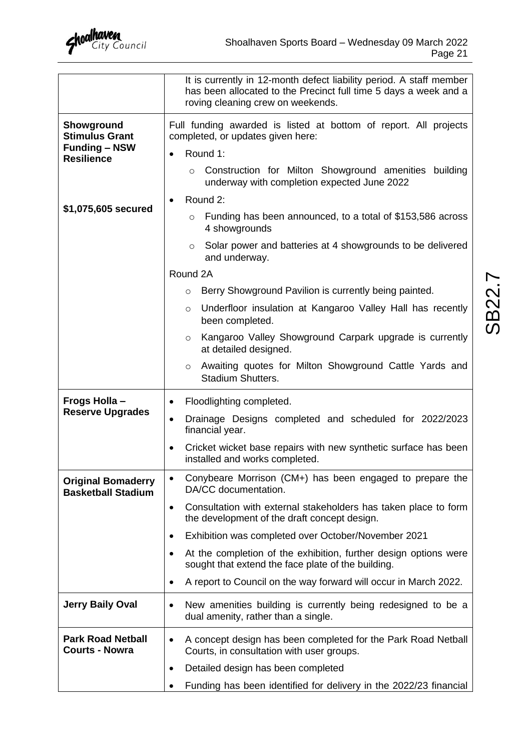| | |
|---|---|
| | It is currently in 12-month defect liability period. A staff member has been allocated to the Precinct full time 5 days a week and a roving cleaning crew on weekends. |
| **Showground Stimulus Grant Funding – NSW Resilience**<br><br>**$1,075,605 secured** | Full funding awarded is listed at bottom of report. All projects completed, or updates given here:<br>• Round 1:<br>  ○ Construction for Milton Showground amenities building underway with completion expected June 2022<br>• Round 2:<br>  ○ Funding has been announced, to a total of $153,586 across 4 showgrounds<br>  ○ Solar power and batteries at 4 showgrounds to be delivered and underway.<br>Round 2A<br>  ○ Berry Showground Pavilion is currently being painted.<br>  ○ Underfloor insulation at Kangaroo Valley Hall has recently been completed.<br>  ○ Kangaroo Valley Showground Carpark upgrade is currently at detailed designed.<br>  ○ Awaiting quotes for Milton Showground Cattle Yards and Stadium Shutters. |
| **Frogs Holla – Reserve Upgrades** | • Floodlighting completed.<br>• Drainage Designs completed and scheduled for 2022/2023 financial year.<br>• Cricket wicket base repairs with new synthetic surface has been installed and works completed. |
| **Original Bomaderry Basketball Stadium** | • Conybeare Morrison (CM+) has been engaged to prepare the DA/CC documentation.<br>• Consultation with external stakeholders has taken place to form the development of the draft concept design.<br>• Exhibition was completed over October/November 2021<br>• At the completion of the exhibition, further design options were sought that extend the face plate of the building.<br>• A report to Council on the way forward will occur in March 2022. |
| **Jerry Baily Oval** | • New amenities building is currently being redesigned to be a dual amenity, rather than a single. |
| **Park Road Netball Courts - Nowra** | • A concept design has been completed for the Park Road Netball Courts, in consultation with user groups.<br>• Detailed design has been completed<br>• Funding has been identified for delivery in the 2022/23 financial |

SB22.7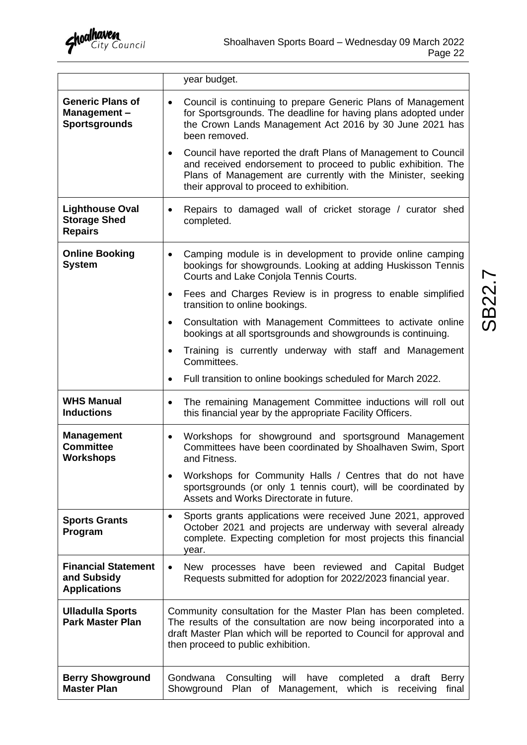| | |
|---|---|
| | year budget. |
| **Generic Plans of Management – Sportsgrounds** | • Council is continuing to prepare Generic Plans of Management for Sportsgrounds. The deadline for having plans adopted under the Crown Lands Management Act 2016 by 30 June 2021 has been removed.<br>• Council have reported the draft Plans of Management to Council and received endorsement to proceed to public exhibition. The Plans of Management are currently with the Minister, seeking their approval to proceed to exhibition. |
| **Lighthouse Oval Storage Shed Repairs** | • Repairs to damaged wall of cricket storage / curator shed completed. |
| **Online Booking System** | • Camping module is in development to provide online camping bookings for showgrounds. Looking at adding Huskisson Tennis Courts and Lake Conjola Tennis Courts.<br>• Fees and Charges Review is in progress to enable simplified transition to online bookings.<br>• Consultation with Management Committees to activate online bookings at all sportsgrounds and showgrounds is continuing.<br>• Training is currently underway with staff and Management Committees.<br>• Full transition to online bookings scheduled for March 2022. |
| **WHS Manual Inductions** | • The remaining Management Committee inductions will roll out this financial year by the appropriate Facility Officers. |
| **Management Committee Workshops** | • Workshops for showground and sportsground Management Committees have been coordinated by Shoalhaven Swim, Sport and Fitness.<br>• Workshops for Community Halls / Centres that do not have sportsgrounds (or only 1 tennis court), will be coordinated by Assets and Works Directorate in future. |
| **Sports Grants Program** | • Sports grants applications were received June 2021, approved October 2021 and projects are underway with several already complete. Expecting completion for most projects this financial year. |
| **Financial Statement and Subsidy Applications** | • New processes have been reviewed and Capital Budget Requests submitted for adoption for 2022/2023 financial year. |
| **Ulladulla Sports Park Master Plan** | Community consultation for the Master Plan has been completed. The results of the consultation are now being incorporated into a draft Master Plan which will be reported to Council for approval and then proceed to public exhibition. |
| **Berry Showground Master Plan** | Gondwana Consulting will have completed a draft Berry Showground Plan of Management, which is receiving final |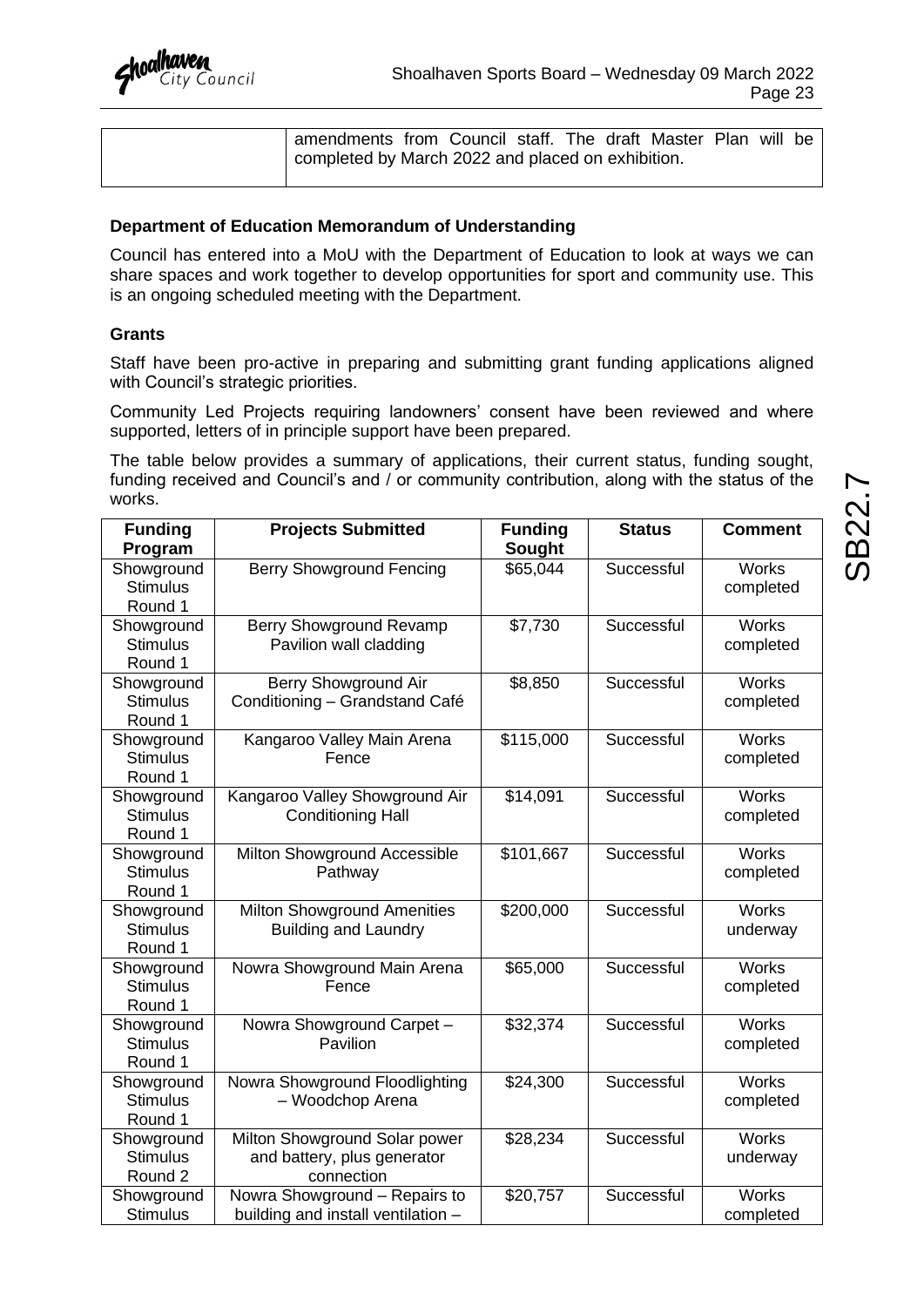| | amendments from Council staff. The draft Master Plan will be completed by March 2022 and placed on exhibition. |
|---|---|

**Department of Education Memorandum of Understanding**

Council has entered into a MoU with the Department of Education to look at ways we can share spaces and work together to develop opportunities for sport and community use. This is an ongoing scheduled meeting with the Department.

**Grants**

Staff have been pro-active in preparing and submitting grant funding applications aligned with Council's strategic priorities.

Community Led Projects requiring landowners' consent have been reviewed and where supported, letters of in principle support have been prepared.

The table below provides a summary of applications, their current status, funding sought, funding received and Council's and / or community contribution, along with the status of the works.

| Funding Program | Projects Submitted | Funding Sought | Status | Comment |
|---|---|---|---|---|
| Showground Stimulus Round 1 | Berry Showground Fencing | $65,044 | Successful | Works completed |
| Showground Stimulus Round 1 | Berry Showground Revamp Pavilion wall cladding | $7,730 | Successful | Works completed |
| Showground Stimulus Round 1 | Berry Showground Air Conditioning – Grandstand Café | $8,850 | Successful | Works completed |
| Showground Stimulus Round 1 | Kangaroo Valley Main Arena Fence | $115,000 | Successful | Works completed |
| Showground Stimulus Round 1 | Kangaroo Valley Showground Air Conditioning Hall | $14,091 | Successful | Works completed |
| Showground Stimulus Round 1 | Milton Showground Accessible Pathway | $101,667 | Successful | Works completed |
| Showground Stimulus Round 1 | Milton Showground Amenities Building and Laundry | $200,000 | Successful | Works underway |
| Showground Stimulus Round 1 | Nowra Showground Main Arena Fence | $65,000 | Successful | Works completed |
| Showground Stimulus Round 1 | Nowra Showground Carpet – Pavilion | $32,374 | Successful | Works completed |
| Showground Stimulus Round 1 | Nowra Showground Floodlighting – Woodchop Arena | $24,300 | Successful | Works completed |
| Showground Stimulus Round 2 | Milton Showground Solar power and battery, plus generator connection | $28,234 | Successful | Works underway |
| Showground Stimulus | Nowra Showground – Repairs to building and install ventilation – | $20,757 | Successful | Works completed |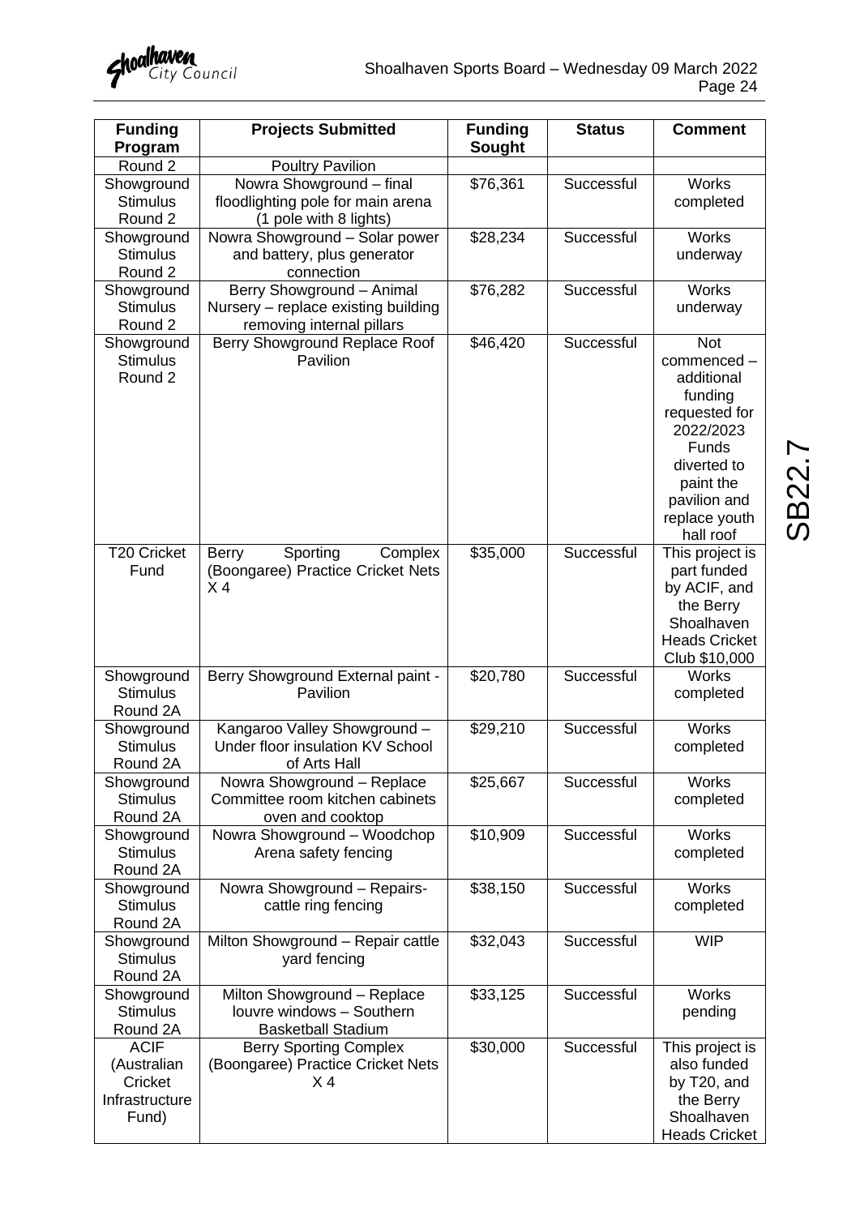| Funding Program | Projects Submitted | Funding Sought | Status | Comment |
|---|---|---|---|---|
| Round 2 | Poultry Pavilion | | | |
| Showground Stimulus Round 2 | Nowra Showground – final floodlighting pole for main arena (1 pole with 8 lights) | $76,361 | Successful | Works completed |
| Showground Stimulus Round 2 | Nowra Showground – Solar power and battery, plus generator connection | $28,234 | Successful | Works underway |
| Showground Stimulus Round 2 | Berry Showground – Animal Nursery – replace existing building removing internal pillars | $76,282 | Successful | Works underway |
| Showground Stimulus Round 2 | Berry Showground Replace Roof Pavilion | $46,420 | Successful | Not commenced – additional funding requested for 2022/2023 Funds diverted to paint the pavilion and replace youth hall roof |
| T20 Cricket Fund | Berry Sporting Complex (Boongaree) Practice Cricket Nets X 4 | $35,000 | Successful | This project is part funded by ACIF, and the Berry Shoalhaven Heads Cricket Club $10,000 |
| Showground Stimulus Round 2A | Berry Showground External paint - Pavilion | $20,780 | Successful | Works completed |
| Showground Stimulus Round 2A | Kangaroo Valley Showground – Under floor insulation KV School of Arts Hall | $29,210 | Successful | Works completed |
| Showground Stimulus Round 2A | Nowra Showground – Replace Committee room kitchen cabinets oven and cooktop | $25,667 | Successful | Works completed |
| Showground Stimulus Round 2A | Nowra Showground – Woodchop Arena safety fencing | $10,909 | Successful | Works completed |
| Showground Stimulus Round 2A | Nowra Showground – Repairs-cattle ring fencing | $38,150 | Successful | Works completed |
| Showground Stimulus Round 2A | Milton Showground – Repair cattle yard fencing | $32,043 | Successful | WIP |
| Showground Stimulus Round 2A | Milton Showground – Replace louvre windows – Southern Basketball Stadium | $33,125 | Successful | Works pending |
| ACIF (Australian Cricket Infrastructure Fund) | Berry Sporting Complex (Boongaree) Practice Cricket Nets X 4 | $30,000 | Successful | This project is also funded by T20, and the Berry Shoalhaven Heads Cricket |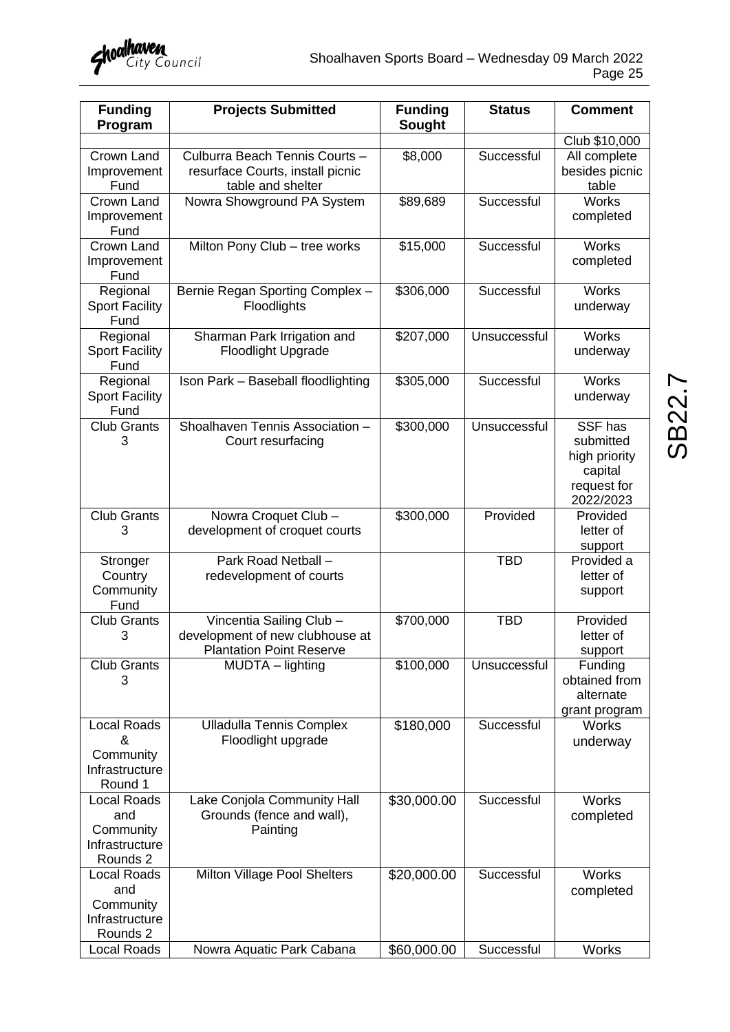| Funding Program | Projects Submitted | Funding Sought | Status | Comment |
|---|---|---|---|---|
| | | | | Club $10,000 |
| Crown Land Improvement Fund | Culburra Beach Tennis Courts – resurface Courts, install picnic table and shelter | $8,000 | Successful | All complete besides picnic table |
| Crown Land Improvement Fund | Nowra Showground PA System | $89,689 | Successful | Works completed |
| Crown Land Improvement Fund | Milton Pony Club – tree works | $15,000 | Successful | Works completed |
| Regional Sport Facility Fund | Bernie Regan Sporting Complex – Floodlights | $306,000 | Successful | Works underway |
| Regional Sport Facility Fund | Sharman Park Irrigation and Floodlight Upgrade | $207,000 | Unsuccessful | Works underway |
| Regional Sport Facility Fund | Ison Park – Baseball floodlighting | $305,000 | Successful | Works underway |
| Club Grants 3 | Shoalhaven Tennis Association – Court resurfacing | $300,000 | Unsuccessful | SSF has submitted high priority capital request for 2022/2023 |
| Club Grants 3 | Nowra Croquet Club – development of croquet courts | $300,000 | Provided | Provided letter of support |
| Stronger Country Community Fund | Park Road Netball – redevelopment of courts | | TBD | Provided a letter of support |
| Club Grants 3 | Vincentia Sailing Club – development of new clubhouse at Plantation Point Reserve | $700,000 | TBD | Provided letter of support |
| Club Grants 3 | MUDTA – lighting | $100,000 | Unsuccessful | Funding obtained from alternate grant program |
| Local Roads & Community Infrastructure Round 1 | Ulladulla Tennis Complex Floodlight upgrade | $180,000 | Successful | Works underway |
| Local Roads and Community Infrastructure Rounds 2 | Lake Conjola Community Hall Grounds (fence and wall), Painting | $30,000.00 | Successful | Works completed |
| Local Roads and Community Infrastructure Rounds 2 | Milton Village Pool Shelters | $20,000.00 | Successful | Works completed |
| Local Roads | Nowra Aquatic Park Cabana | $60,000.00 | Successful | Works |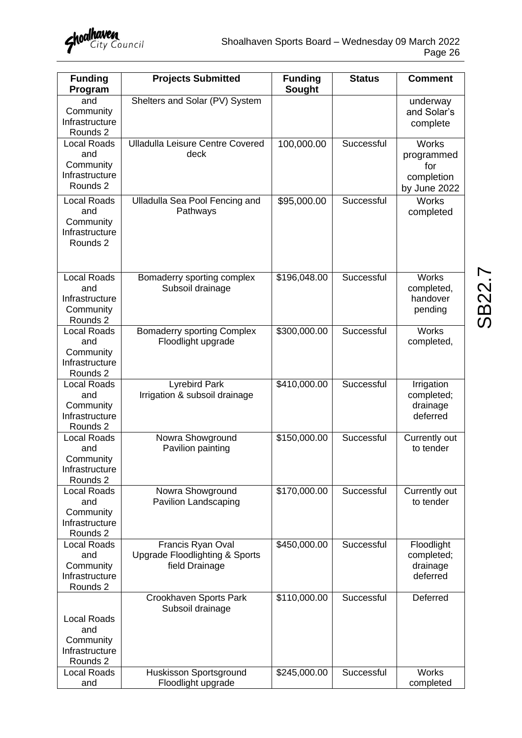| Funding Program | Projects Submitted | Funding Sought | Status | Comment |
|---|---|---|---|---|
| and Community Infrastructure Rounds 2 | Shelters and Solar (PV) System | | | underway and Solar's complete |
| Local Roads and Community Infrastructure Rounds 2 | Ulladulla Leisure Centre Covered deck | 100,000.00 | Successful | Works programmed for completion by June 2022 |
| Local Roads and Community Infrastructure Rounds 2 | Ulladulla Sea Pool Fencing and Pathways | $95,000.00 | Successful | Works completed |
| Local Roads and Infrastructure Community Rounds 2 | Bomaderry sporting complex Subsoil drainage | $196,048.00 | Successful | Works completed, handover pending |
| Local Roads and Community Infrastructure Rounds 2 | Bomaderry sporting Complex Floodlight upgrade | $300,000.00 | Successful | Works completed, |
| Local Roads and Community Infrastructure Rounds 2 | Lyrebird Park Irrigation & subsoil drainage | $410,000.00 | Successful | Irrigation completed; drainage deferred |
| Local Roads and Community Infrastructure Rounds 2 | Nowra Showground Pavilion painting | $150,000.00 | Successful | Currently out to tender |
| Local Roads and Community Infrastructure Rounds 2 | Nowra Showground Pavilion Landscaping | $170,000.00 | Successful | Currently out to tender |
| Local Roads and Community Infrastructure Rounds 2 | Francis Ryan Oval Upgrade Floodlighting & Sports field Drainage | $450,000.00 | Successful | Floodlight completed; drainage deferred |
| Local Roads and Community Infrastructure Rounds 2 | Crookhaven Sports Park Subsoil drainage | $110,000.00 | Successful | Deferred |
| Local Roads and | Huskisson Sportsground Floodlight upgrade | $245,000.00 | Successful | Works completed |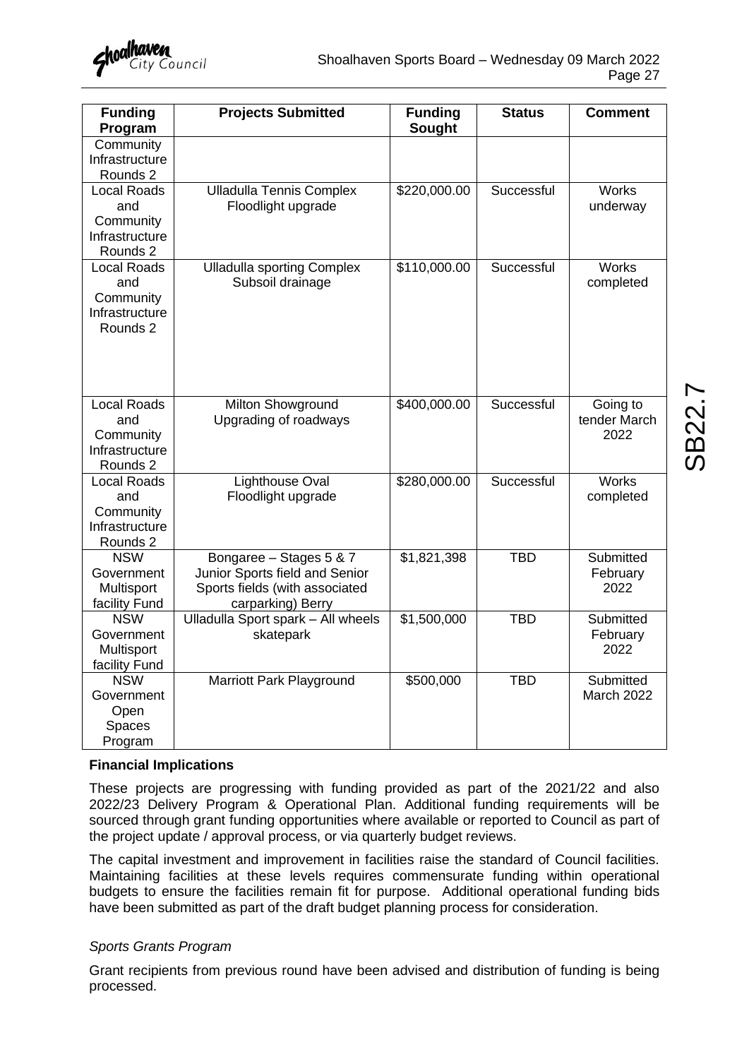| Funding Program | Projects Submitted | Funding Sought | Status | Comment |
| --- | --- | --- | --- | --- |
| Community Infrastructure Rounds 2 | | | | |
| Local Roads and Community Infrastructure Rounds 2 | Ulladulla Tennis Complex Floodlight upgrade | $220,000.00 | Successful | Works underway |
| Local Roads and Community Infrastructure Rounds 2 | Ulladulla sporting Complex Subsoil drainage | $110,000.00 | Successful | Works completed |
| Local Roads and Community Infrastructure Rounds 2 | Milton Showground Upgrading of roadways | $400,000.00 | Successful | Going to tender March 2022 |
| Local Roads and Community Infrastructure Rounds 2 | Lighthouse Oval Floodlight upgrade | $280,000.00 | Successful | Works completed |
| NSW Government Multisport facility Fund | Bongaree – Stages 5 & 7 Junior Sports field and Senior Sports fields (with associated carparking) Berry | $1,821,398 | TBD | Submitted February 2022 |
| NSW Government Multisport facility Fund | Ulladulla Sport spark – All wheels skatepark | $1,500,000 | TBD | Submitted February 2022 |
| NSW Government Open Spaces Program | Marriott Park Playground | $500,000 | TBD | Submitted March 2022 |

**Financial Implications**

These projects are progressing with funding provided as part of the 2021/22 and also 2022/23 Delivery Program & Operational Plan. Additional funding requirements will be sourced through grant funding opportunities where available or reported to Council as part of the project update / approval process, or via quarterly budget reviews.

The capital investment and improvement in facilities raise the standard of Council facilities. Maintaining facilities at these levels requires commensurate funding within operational budgets to ensure the facilities remain fit for purpose. Additional operational funding bids have been submitted as part of the draft budget planning process for consideration.

*Sports Grants Program*

Grant recipients from previous round have been advised and distribution of funding is being processed.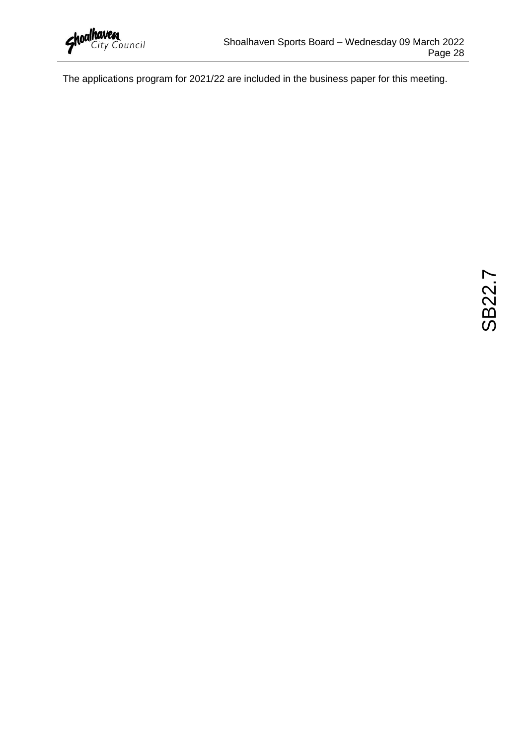The applications program for 2021/22 are included in the business paper for this meeting.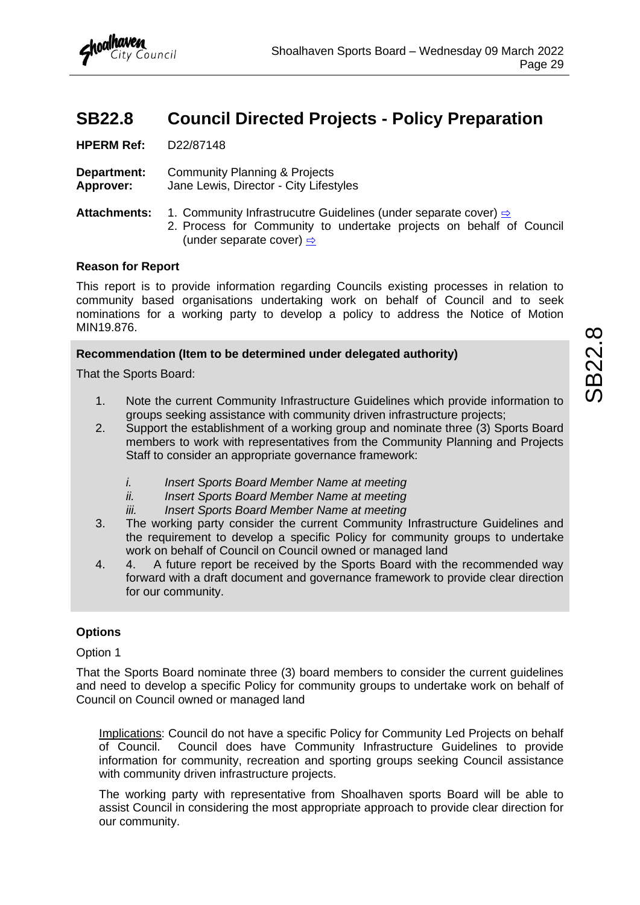# SB22.8 Council Directed Projects - Policy Preparation

**HPERM Ref:** D22/87148

**Department:** Community Planning & Projects
**Approver:** Jane Lewis, Director - City Lifestyles

**Attachments:**
1. Community Infrastrucutre Guidelines (under separate cover) ⇨
2. Process for Community to undertake projects on behalf of Council (under separate cover) ⇨

**Reason for Report**

This report is to provide information regarding Councils existing processes in relation to community based organisations undertaking work on behalf of Council and to seek nominations for a working party to develop a policy to address the Notice of Motion MIN19.876.

**Recommendation (Item to be determined under delegated authority)**

That the Sports Board:

1. Note the current Community Infrastructure Guidelines which provide information to groups seeking assistance with community driven infrastructure projects;
2. Support the establishment of a working group and nominate three (3) Sports Board members to work with representatives from the Community Planning and Projects Staff to consider an appropriate governance framework:
   - *i. Insert Sports Board Member Name at meeting*
   - *ii. Insert Sports Board Member Name at meeting*
   - *iii. Insert Sports Board Member Name at meeting*
3. The working party consider the current Community Infrastructure Guidelines and the requirement to develop a specific Policy for community groups to undertake work on behalf of Council on Council owned or managed land
4. 4. A future report be received by the Sports Board with the recommended way forward with a draft document and governance framework to provide clear direction for our community.

**Options**

Option 1

That the Sports Board nominate three (3) board members to consider the current guidelines and need to develop a specific Policy for community groups to undertake work on behalf of Council on Council owned or managed land

Implications: Council do not have a specific Policy for Community Led Projects on behalf of Council. Council does have Community Infrastructure Guidelines to provide information for community, recreation and sporting groups seeking Council assistance with community driven infrastructure projects.

The working party with representative from Shoalhaven sports Board will be able to assist Council in considering the most appropriate approach to provide clear direction for our community.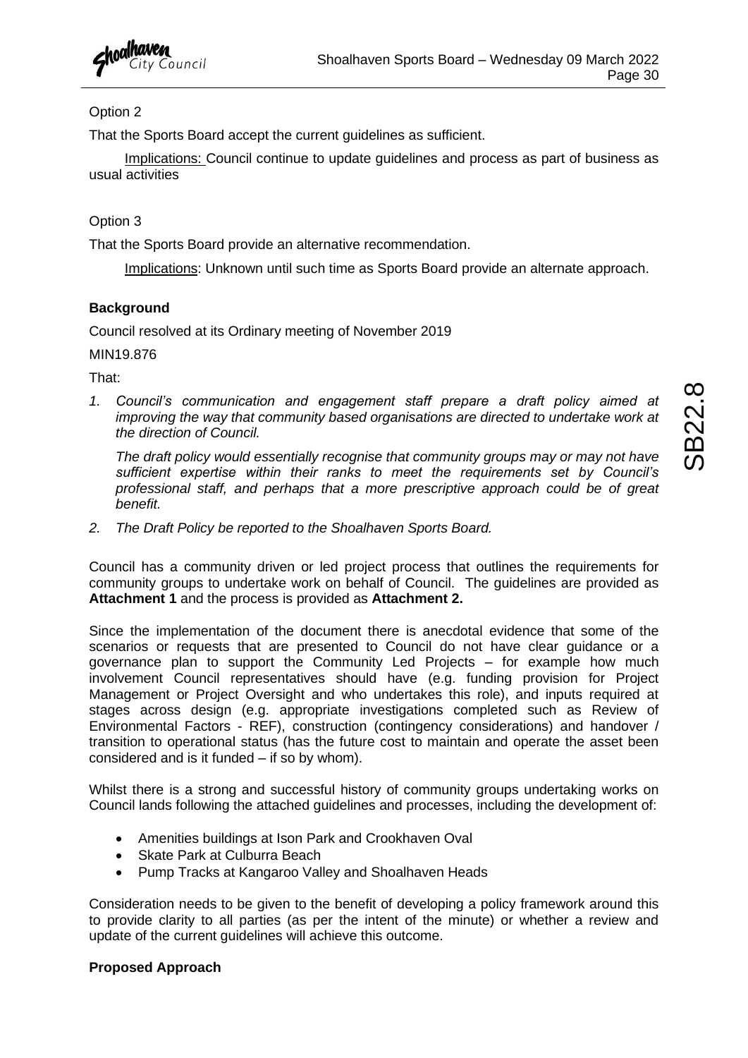Option 2

That the Sports Board accept the current guidelines as sufficient.

Implications: Council continue to update guidelines and process as part of business as usual activities

Option 3

That the Sports Board provide an alternative recommendation.

Implications: Unknown until such time as Sports Board provide an alternate approach.

**Background**

Council resolved at its Ordinary meeting of November 2019

MIN19.876

That:

1. *Council's communication and engagement staff prepare a draft policy aimed at improving the way that community based organisations are directed to undertake work at the direction of Council.*

   *The draft policy would essentially recognise that community groups may or may not have sufficient expertise within their ranks to meet the requirements set by Council's professional staff, and perhaps that a more prescriptive approach could be of great benefit.*

2. *The Draft Policy be reported to the Shoalhaven Sports Board.*

Council has a community driven or led project process that outlines the requirements for community groups to undertake work on behalf of Council. The guidelines are provided as **Attachment 1** and the process is provided as **Attachment 2.**

Since the implementation of the document there is anecdotal evidence that some of the scenarios or requests that are presented to Council do not have clear guidance or a governance plan to support the Community Led Projects – for example how much involvement Council representatives should have (e.g. funding provision for Project Management or Project Oversight and who undertakes this role), and inputs required at stages across design (e.g. appropriate investigations completed such as Review of Environmental Factors - REF), construction (contingency considerations) and handover / transition to operational status (has the future cost to maintain and operate the asset been considered and is it funded – if so by whom).

Whilst there is a strong and successful history of community groups undertaking works on Council lands following the attached guidelines and processes, including the development of:

- Amenities buildings at Ison Park and Crookhaven Oval
- Skate Park at Culburra Beach
- Pump Tracks at Kangaroo Valley and Shoalhaven Heads

Consideration needs to be given to the benefit of developing a policy framework around this to provide clarity to all parties (as per the intent of the minute) or whether a review and update of the current guidelines will achieve this outcome.

**Proposed Approach**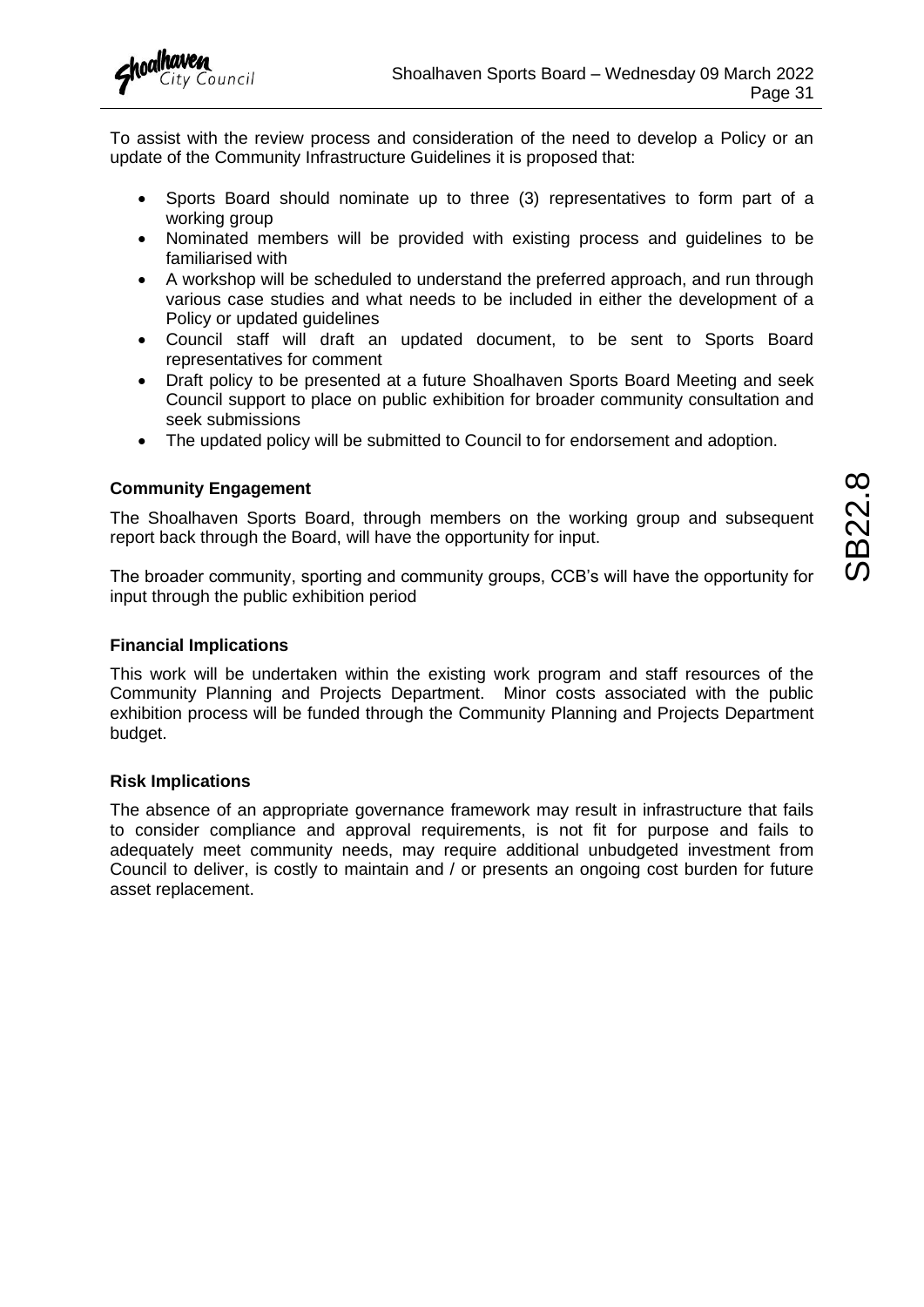To assist with the review process and consideration of the need to develop a Policy or an update of the Community Infrastructure Guidelines it is proposed that:

- Sports Board should nominate up to three (3) representatives to form part of a working group
- Nominated members will be provided with existing process and guidelines to be familiarised with
- A workshop will be scheduled to understand the preferred approach, and run through various case studies and what needs to be included in either the development of a Policy or updated guidelines
- Council staff will draft an updated document, to be sent to Sports Board representatives for comment
- Draft policy to be presented at a future Shoalhaven Sports Board Meeting and seek Council support to place on public exhibition for broader community consultation and seek submissions
- The updated policy will be submitted to Council to for endorsement and adoption.

**Community Engagement**

The Shoalhaven Sports Board, through members on the working group and subsequent report back through the Board, will have the opportunity for input.

The broader community, sporting and community groups, CCB's will have the opportunity for input through the public exhibition period

**Financial Implications**

This work will be undertaken within the existing work program and staff resources of the Community Planning and Projects Department. Minor costs associated with the public exhibition process will be funded through the Community Planning and Projects Department budget.

**Risk Implications**

The absence of an appropriate governance framework may result in infrastructure that fails to consider compliance and approval requirements, is not fit for purpose and fails to adequately meet community needs, may require additional unbudgeted investment from Council to deliver, is costly to maintain and / or presents an ongoing cost burden for future asset replacement.